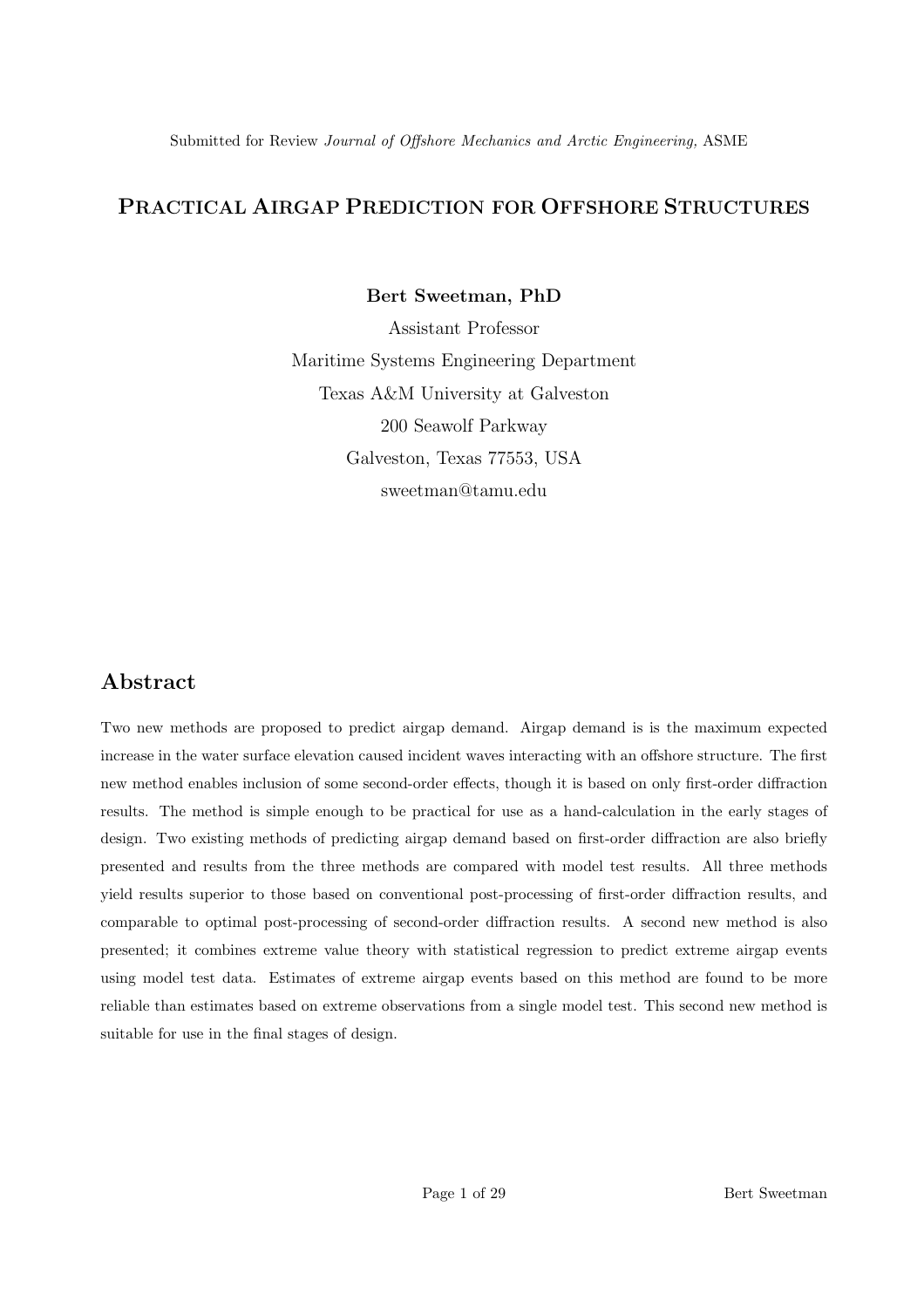Submitted for Review *Journal of Offshore Mechanics and Arctic Engineering,* ASME

# Practical Airgap Prediction for Offshore Structures

**Bert Sweetman, PhD**

Assistant Professor

Maritime Systems Engineering Department

Texas A&M University at Galveston

200 Seawolf Parkway

Galveston, Texas 77553, USA

sweetman@tamu.edu

## Abstract

Two new methods are proposed to predict airgap demand. Airgap demand is is the maximum expected increase in the water surface elevation caused incident waves interacting with an offshore structure. The first new method enables inclusion of some second-order effects, though it is based on only first-order diffraction results. The method is simple enough to be practical for use as a hand-calculation in the early stages of design. Two existing methods of predicting airgap demand based on first-order diffraction are also briefly presented and results from the three methods are compared with model test results. All three methods yield results superior to those based on conventional post-processing of first-order diffraction results, and comparable to optimal post-processing of second-order diffraction results. A second new method is also presented; it combines extreme value theory with statistical regression to predict extreme airgap events using model test data. Estimates of extreme airgap events based on this method are found to be more reliable than estimates based on extreme observations from a single model test. This second new method is suitable for use in the final stages of design.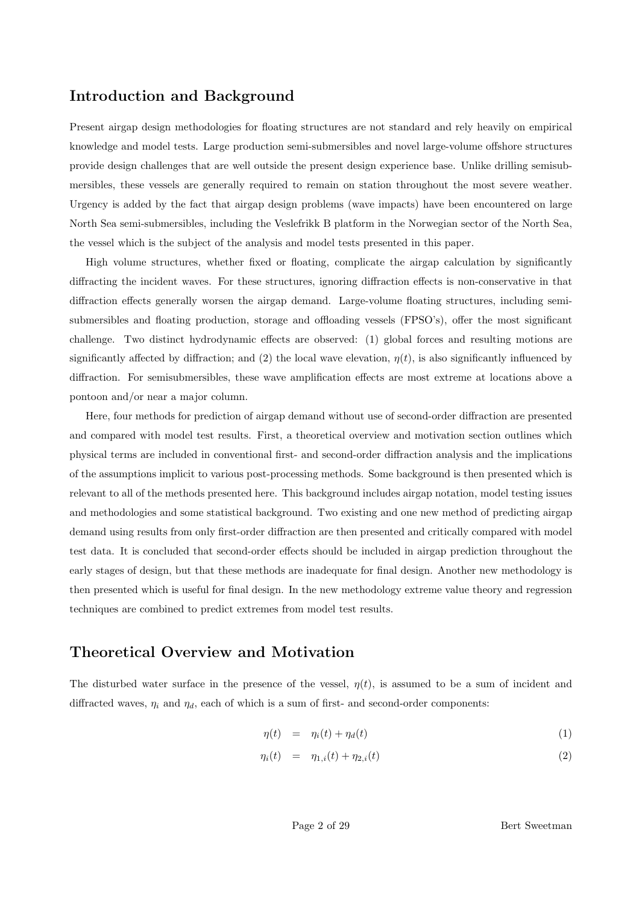## Introduction and Background

Present airgap design methodologies for floating structures are not standard and rely heavily on empirical knowledge and model tests. Large production semi-submersibles and novel large-volume offshore structures provide design challenges that are well outside the present design experience base. Unlike drilling semisubmersibles, these vessels are generally required to remain on station throughout the most severe weather. Urgency is added by the fact that airgap design problems (wave impacts) have been encountered on large North Sea semi-submersibles, including the Veslefrikk B platform in the Norwegian sector of the North Sea, the vessel which is the subject of the analysis and model tests presented in this paper.

High volume structures, whether fixed or floating, complicate the airgap calculation by significantly diffracting the incident waves. For these structures, ignoring diffraction effects is non-conservative in that diffraction effects generally worsen the airgap demand. Large-volume floating structures, including semi-submersibles and floating production, storage and offloading vessels (FPSO's), offer the most significant challenge. Two distinct hydrodynamic effects are observed: (1) global forces and resulting motions are significantly affected by diffraction; and (2) the local wave elevation, $\eta(t)$, is also significantly influenced by diffraction. For semisubmersibles, these wave amplification effects are most extreme at locations above a pontoon and/or near a major column.

Here, four methods for prediction of airgap demand without use of second-order diffraction are presented and compared with model test results. First, a theoretical overview and motivation section outlines which physical terms are included in conventional first- and second-order diffraction analysis and the implications of the assumptions implicit to various post-processing methods. Some background is then presented which is relevant to all of the methods presented here. This background includes airgap notation, model testing issues and methodologies and some statistical background. Two existing and one new method of predicting airgap demand using results from only first-order diffraction are then presented and critically compared with model test data. It is concluded that second-order effects should be included in airgap prediction throughout the early stages of design, but that these methods are inadequate for final design. Another new methodology is then presented which is useful for final design. In the new methodology extreme value theory and regression techniques are combined to predict extremes from model test results.

## Theoretical Overview and Motivation

The disturbed water surface in the presence of the vessel, $\eta(t)$, is assumed to be a sum of incident and diffracted waves, $\eta_i$ and $\eta_d$, each of which is a sum of first- and second-order components:

$$\eta(t) = \eta_i(t) + \eta_d(t) \tag{1}$$

$$\eta_i(t) = \eta_{1,i}(t) + \eta_{2,i}(t) \tag{2}$$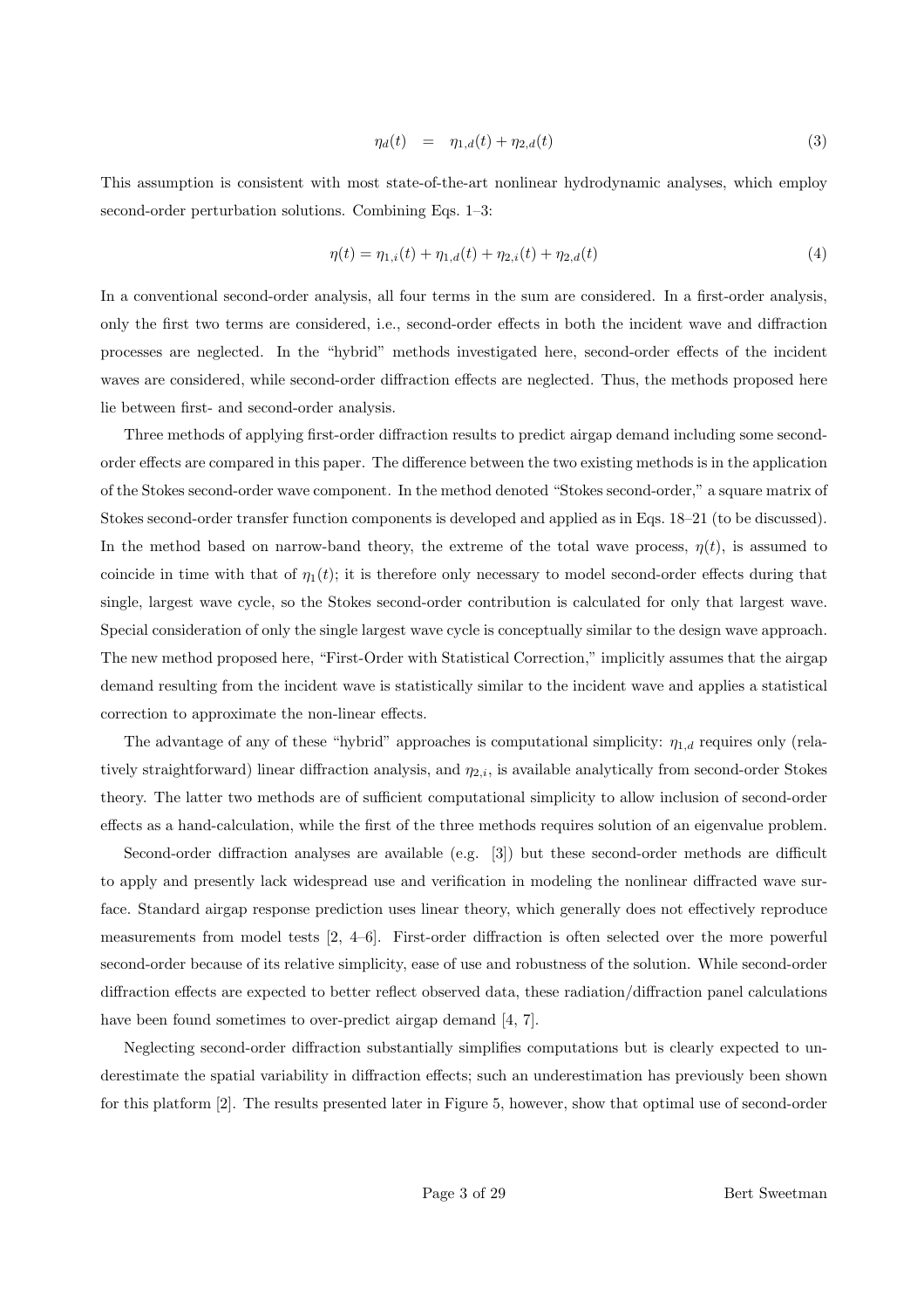$$\eta_d(t) \quad = \quad \eta_{1,d}(t) + \eta_{2,d}(t) \tag{3}$$

This assumption is consistent with most state-of-the-art nonlinear hydrodynamic analyses, which employ second-order perturbation solutions. Combining Eqs. 1–3:

$$\eta(t) = \eta_{1,i}(t) + \eta_{1,d}(t) + \eta_{2,i}(t) + \eta_{2,d}(t) \tag{4}$$

In a conventional second-order analysis, all four terms in the sum are considered. In a first-order analysis, only the first two terms are considered, i.e., second-order effects in both the incident wave and diffraction processes are neglected. In the "hybrid" methods investigated here, second-order effects of the incident waves are considered, while second-order diffraction effects are neglected. Thus, the methods proposed here lie between first- and second-order analysis.

Three methods of applying first-order diffraction results to predict airgap demand including some second-order effects are compared in this paper. The difference between the two existing methods is in the application of the Stokes second-order wave component. In the method denoted "Stokes second-order," a square matrix of Stokes second-order transfer function components is developed and applied as in Eqs. 18–21 (to be discussed). In the method based on narrow-band theory, the extreme of the total wave process, $\eta(t)$, is assumed to coincide in time with that of $\eta_1(t)$; it is therefore only necessary to model second-order effects during that single, largest wave cycle, so the Stokes second-order contribution is calculated for only that largest wave. Special consideration of only the single largest wave cycle is conceptually similar to the design wave approach. The new method proposed here, "First-Order with Statistical Correction," implicitly assumes that the airgap demand resulting from the incident wave is statistically similar to the incident wave and applies a statistical correction to approximate the non-linear effects.

The advantage of any of these "hybrid" approaches is computational simplicity: $\eta_{1,d}$ requires only (relatively straightforward) linear diffraction analysis, and $\eta_{2,i}$, is available analytically from second-order Stokes theory. The latter two methods are of sufficient computational simplicity to allow inclusion of second-order effects as a hand-calculation, while the first of the three methods requires solution of an eigenvalue problem.

Second-order diffraction analyses are available (e.g. [3]) but these second-order methods are difficult to apply and presently lack widespread use and verification in modeling the nonlinear diffracted wave surface. Standard airgap response prediction uses linear theory, which generally does not effectively reproduce measurements from model tests [2, 4–6]. First-order diffraction is often selected over the more powerful second-order because of its relative simplicity, ease of use and robustness of the solution. While second-order diffraction effects are expected to better reflect observed data, these radiation/diffraction panel calculations have been found sometimes to over-predict airgap demand [4, 7].

Neglecting second-order diffraction substantially simplifies computations but is clearly expected to underestimate the spatial variability in diffraction effects; such an underestimation has previously been shown for this platform [2]. The results presented later in Figure 5, however, show that optimal use of second-order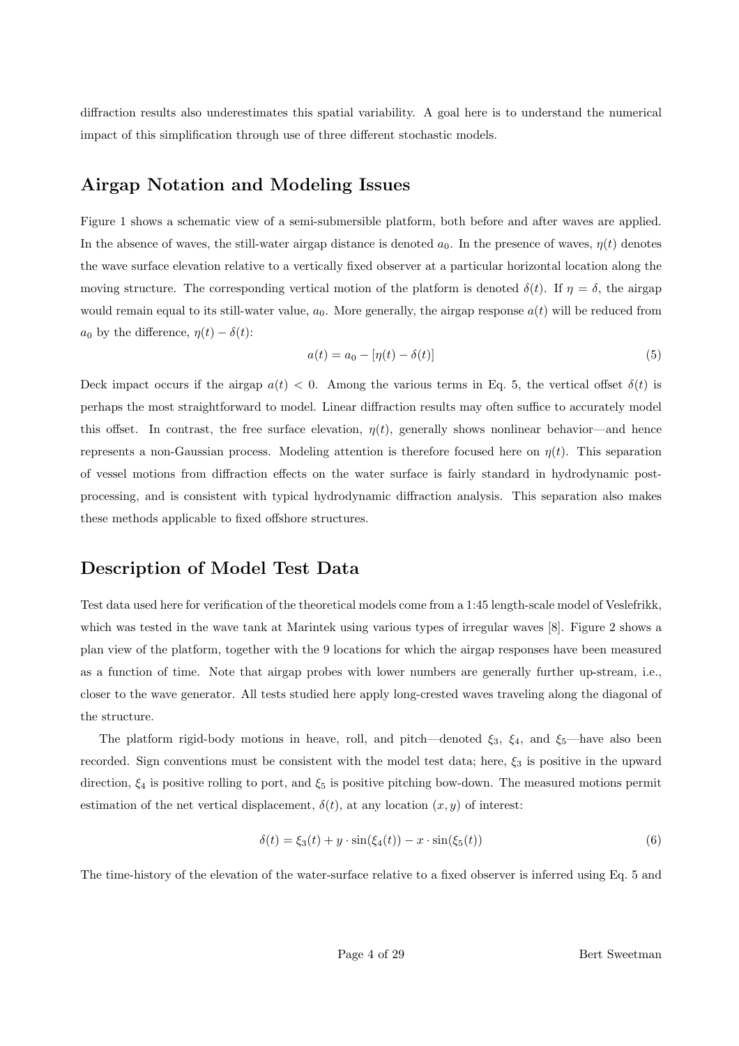diffraction results also underestimates this spatial variability. A goal here is to understand the numerical impact of this simplification through use of three different stochastic models.

## Airgap Notation and Modeling Issues

Figure 1 shows a schematic view of a semi-submersible platform, both before and after waves are applied. In the absence of waves, the still-water airgap distance is denoted $a_0$. In the presence of waves, $\eta(t)$ denotes the wave surface elevation relative to a vertically fixed observer at a particular horizontal location along the moving structure. The corresponding vertical motion of the platform is denoted $\delta(t)$. If $\eta = \delta$, the airgap would remain equal to its still-water value, $a_0$. More generally, the airgap response $a(t)$ will be reduced from $a_0$ by the difference, $\eta(t) - \delta(t)$:

$$a(t) = a_0 - [\eta(t) - \delta(t)] \tag{5}$$

Deck impact occurs if the airgap $a(t) < 0$. Among the various terms in Eq. 5, the vertical offset $\delta(t)$ is perhaps the most straightforward to model. Linear diffraction results may often suffice to accurately model this offset. In contrast, the free surface elevation, $\eta(t)$, generally shows nonlinear behavior—and hence represents a non-Gaussian process. Modeling attention is therefore focused here on $\eta(t)$. This separation of vessel motions from diffraction effects on the water surface is fairly standard in hydrodynamic post-processing, and is consistent with typical hydrodynamic diffraction analysis. This separation also makes these methods applicable to fixed offshore structures.

## Description of Model Test Data

Test data used here for verification of the theoretical models come from a 1:45 length-scale model of Veslefrikk, which was tested in the wave tank at Marintek using various types of irregular waves [8]. Figure 2 shows a plan view of the platform, together with the 9 locations for which the airgap responses have been measured as a function of time. Note that airgap probes with lower numbers are generally further up-stream, i.e., closer to the wave generator. All tests studied here apply long-crested waves traveling along the diagonal of the structure.

The platform rigid-body motions in heave, roll, and pitch—denoted $\xi_3$, $\xi_4$, and $\xi_5$—have also been recorded. Sign conventions must be consistent with the model test data; here, $\xi_3$ is positive in the upward direction, $\xi_4$ is positive rolling to port, and $\xi_5$ is positive pitching bow-down. The measured motions permit estimation of the net vertical displacement, $\delta(t)$, at any location $(x, y)$ of interest:

$$\delta(t) = \xi_3(t) + y \cdot \sin(\xi_4(t)) - x \cdot \sin(\xi_5(t)) \tag{6}$$

The time-history of the elevation of the water-surface relative to a fixed observer is inferred using Eq. 5 and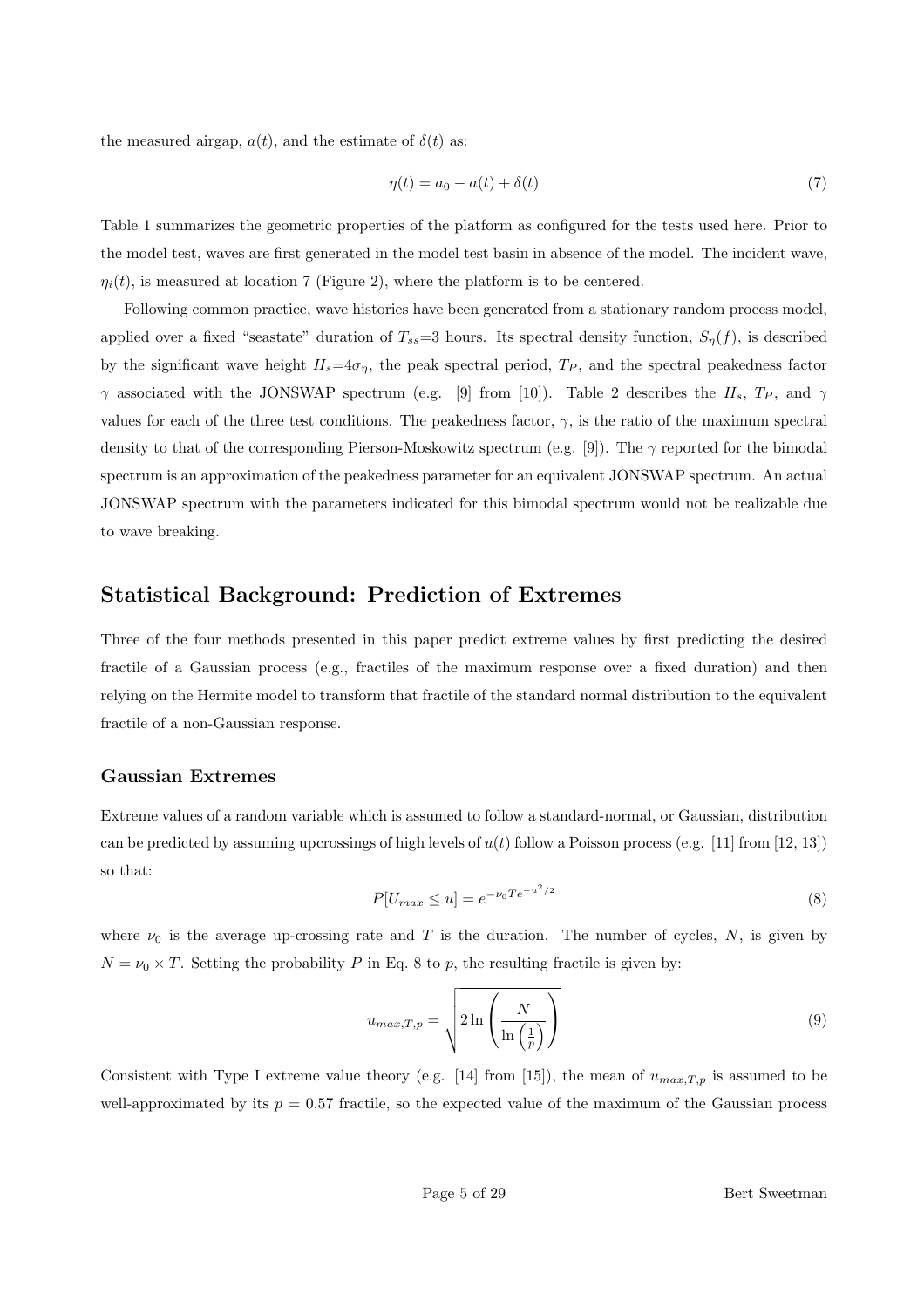the measured airgap, $a(t)$, and the estimate of $\delta(t)$ as:

$$\eta(t) = a_0 - a(t) + \delta(t) \tag{7}$$

Table 1 summarizes the geometric properties of the platform as configured for the tests used here. Prior to the model test, waves are first generated in the model test basin in absence of the model. The incident wave, $\eta_i(t)$, is measured at location 7 (Figure 2), where the platform is to be centered.

Following common practice, wave histories have been generated from a stationary random process model, applied over a fixed "seastate" duration of $T_{ss}$=3 hours. Its spectral density function, $S_\eta(f)$, is described by the significant wave height $H_s$=$4\sigma_\eta$, the peak spectral period, $T_P$, and the spectral peakedness factor $\gamma$ associated with the JONSWAP spectrum (e.g. [9] from [10]). Table 2 describes the $H_s$, $T_P$, and $\gamma$ values for each of the three test conditions. The peakedness factor, $\gamma$, is the ratio of the maximum spectral density to that of the corresponding Pierson-Moskowitz spectrum (e.g. [9]). The $\gamma$ reported for the bimodal spectrum is an approximation of the peakedness parameter for an equivalent JONSWAP spectrum. An actual JONSWAP spectrum with the parameters indicated for this bimodal spectrum would not be realizable due to wave breaking.

## Statistical Background: Prediction of Extremes

Three of the four methods presented in this paper predict extreme values by first predicting the desired fractile of a Gaussian process (e.g., fractiles of the maximum response over a fixed duration) and then relying on the Hermite model to transform that fractile of the standard normal distribution to the equivalent fractile of a non-Gaussian response.

### Gaussian Extremes

Extreme values of a random variable which is assumed to follow a standard-normal, or Gaussian, distribution can be predicted by assuming upcrossings of high levels of $u(t)$ follow a Poisson process (e.g. [11] from [12, 13]) so that:

$$P[U_{max} \leq u] = e^{-\nu_0 T e^{-u^2/2}} \tag{8}$$

where $\nu_0$ is the average up-crossing rate and $T$ is the duration. The number of cycles, $N$, is given by $N = \nu_0 \times T$. Setting the probability $P$ in Eq. 8 to $p$, the resulting fractile is given by:

$$u_{max,T,p} = \sqrt{2 \ln \left( \frac{N}{\ln \left( \frac{1}{p} \right)} \right)} \tag{9}$$

Consistent with Type I extreme value theory (e.g. [14] from [15]), the mean of $u_{max,T,p}$ is assumed to be well-approximated by its $p = 0.57$ fractile, so the expected value of the maximum of the Gaussian process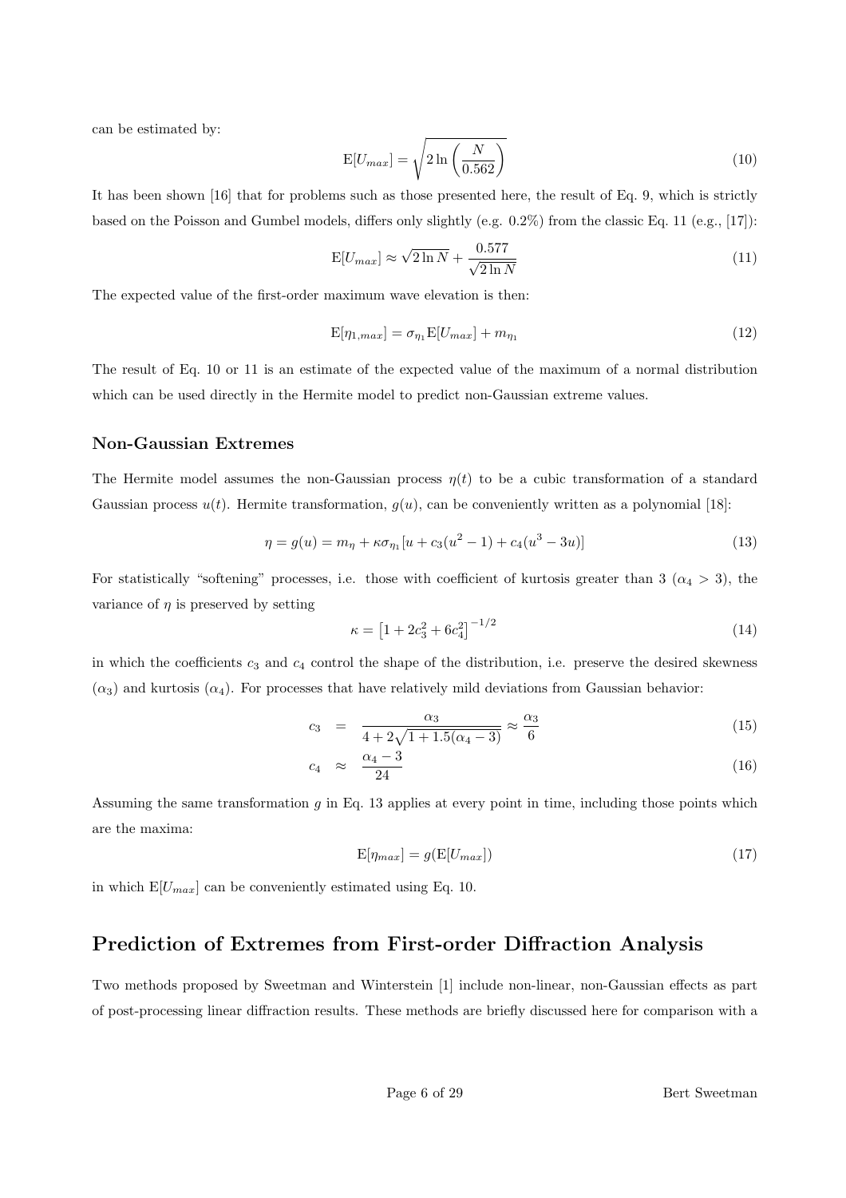can be estimated by:

$$\mathrm{E}[U_{max}] = \sqrt{2\ln\left(\frac{N}{0.562}\right)} \tag{10}$$

It has been shown [16] that for problems such as those presented here, the result of Eq. 9, which is strictly based on the Poisson and Gumbel models, differs only slightly (e.g. 0.2%) from the classic Eq. 11 (e.g., [17]):

$$\mathrm{E}[U_{max}] \approx \sqrt{2\ln N} + \frac{0.577}{\sqrt{2\ln N}} \tag{11}$$

The expected value of the first-order maximum wave elevation is then:

$$\mathrm{E}[\eta_{1,max}] = \sigma_{\eta_1}\mathrm{E}[U_{max}] + m_{\eta_1} \tag{12}$$

The result of Eq. 10 or 11 is an estimate of the expected value of the maximum of a normal distribution which can be used directly in the Hermite model to predict non-Gaussian extreme values.

### Non-Gaussian Extremes

The Hermite model assumes the non-Gaussian process $\eta(t)$ to be a cubic transformation of a standard Gaussian process $u(t)$. Hermite transformation, $g(u)$, can be conveniently written as a polynomial [18]:

$$\eta = g(u) = m_\eta + \kappa\sigma_{\eta_1}[u + c_3(u^2 - 1) + c_4(u^3 - 3u)] \tag{13}$$

For statistically "softening" processes, i.e. those with coefficient of kurtosis greater than 3 ($\alpha_4 > 3$), the variance of $\eta$ is preserved by setting

$$\kappa = \left[1 + 2c_3^2 + 6c_4^2\right]^{-1/2} \tag{14}$$

in which the coefficients $c_3$ and $c_4$ control the shape of the distribution, i.e. preserve the desired skewness ($\alpha_3$) and kurtosis ($\alpha_4$). For processes that have relatively mild deviations from Gaussian behavior:

$$c_3 = \frac{\alpha_3}{4 + 2\sqrt{1 + 1.5(\alpha_4 - 3)}} \approx \frac{\alpha_3}{6} \tag{15}$$

$$c_4 \approx \frac{\alpha_4 - 3}{24} \tag{16}$$

Assuming the same transformation $g$ in Eq. 13 applies at every point in time, including those points which are the maxima:

$$\mathrm{E}[\eta_{max}] = g(\mathrm{E}[U_{max}]) \tag{17}$$

in which $\mathrm{E}[U_{max}]$ can be conveniently estimated using Eq. 10.

## Prediction of Extremes from First-order Diffraction Analysis

Two methods proposed by Sweetman and Winterstein [1] include non-linear, non-Gaussian effects as part of post-processing linear diffraction results. These methods are briefly discussed here for comparison with a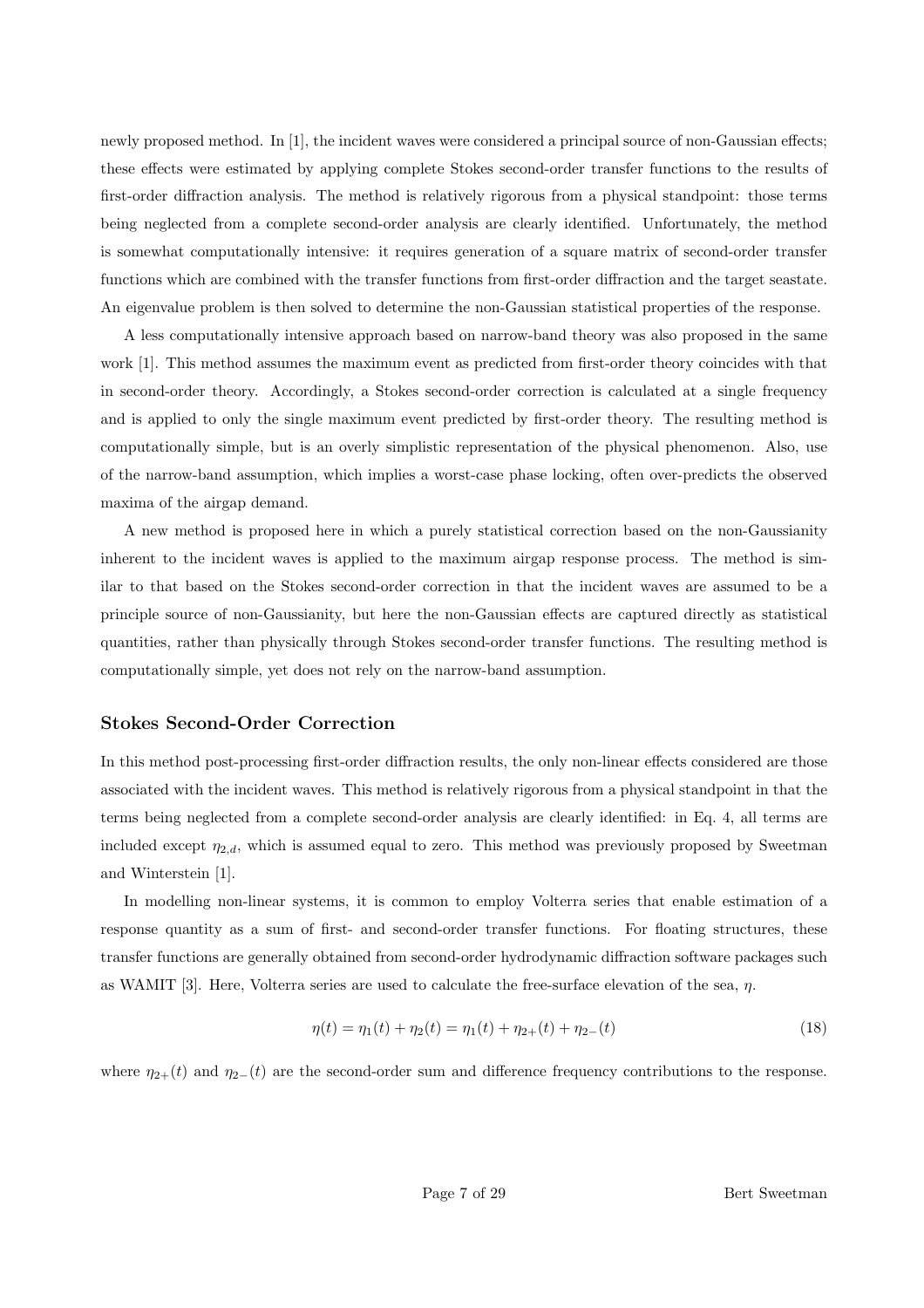newly proposed method. In [1], the incident waves were considered a principal source of non-Gaussian effects; these effects were estimated by applying complete Stokes second-order transfer functions to the results of first-order diffraction analysis. The method is relatively rigorous from a physical standpoint: those terms being neglected from a complete second-order analysis are clearly identified. Unfortunately, the method is somewhat computationally intensive: it requires generation of a square matrix of second-order transfer functions which are combined with the transfer functions from first-order diffraction and the target seastate. An eigenvalue problem is then solved to determine the non-Gaussian statistical properties of the response.

A less computationally intensive approach based on narrow-band theory was also proposed in the same work [1]. This method assumes the maximum event as predicted from first-order theory coincides with that in second-order theory. Accordingly, a Stokes second-order correction is calculated at a single frequency and is applied to only the single maximum event predicted by first-order theory. The resulting method is computationally simple, but is an overly simplistic representation of the physical phenomenon. Also, use of the narrow-band assumption, which implies a worst-case phase locking, often over-predicts the observed maxima of the airgap demand.

A new method is proposed here in which a purely statistical correction based on the non-Gaussianity inherent to the incident waves is applied to the maximum airgap response process. The method is similar to that based on the Stokes second-order correction in that the incident waves are assumed to be a principle source of non-Gaussianity, but here the non-Gaussian effects are captured directly as statistical quantities, rather than physically through Stokes second-order transfer functions. The resulting method is computationally simple, yet does not rely on the narrow-band assumption.

### Stokes Second-Order Correction

In this method post-processing first-order diffraction results, the only non-linear effects considered are those associated with the incident waves. This method is relatively rigorous from a physical standpoint in that the terms being neglected from a complete second-order analysis are clearly identified: in Eq. 4, all terms are included except $\eta_{2,d}$, which is assumed equal to zero. This method was previously proposed by Sweetman and Winterstein [1].

In modelling non-linear systems, it is common to employ Volterra series that enable estimation of a response quantity as a sum of first- and second-order transfer functions. For floating structures, these transfer functions are generally obtained from second-order hydrodynamic diffraction software packages such as WAMIT [3]. Here, Volterra series are used to calculate the free-surface elevation of the sea, $\eta$.

$$\eta(t) = \eta_1(t) + \eta_2(t) = \eta_1(t) + \eta_{2+}(t) + \eta_{2-}(t) \tag{18}$$

where $\eta_{2+}(t)$ and $\eta_{2-}(t)$ are the second-order sum and difference frequency contributions to the response.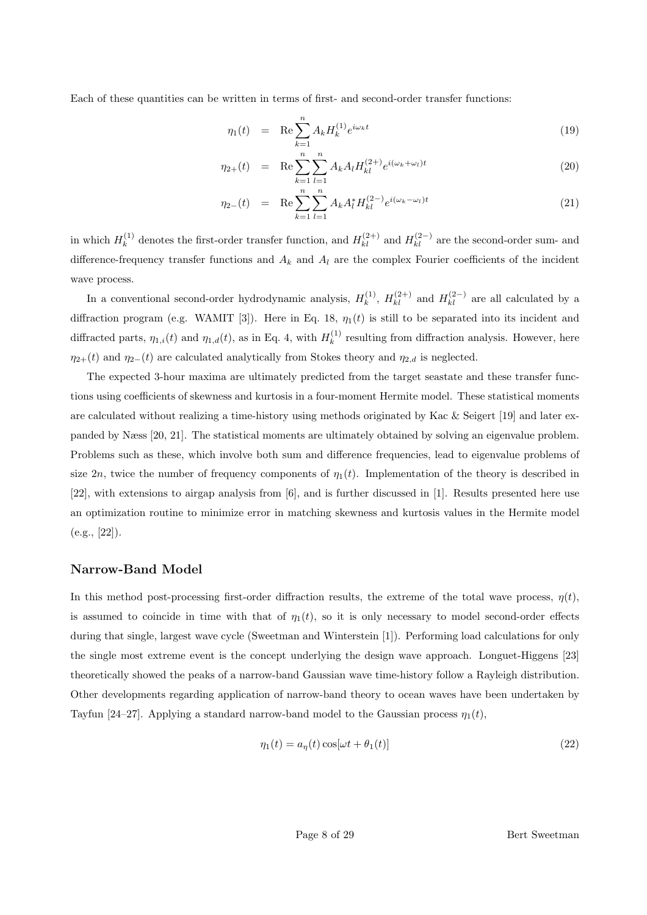Each of these quantities can be written in terms of first- and second-order transfer functions:

$$\eta_1(t) = \text{Re} \sum_{k=1}^{n} A_k H_k^{(1)} e^{i\omega_k t} \tag{19}$$

$$\eta_{2+}(t) = \text{Re} \sum_{k=1}^{n} \sum_{l=1}^{n} A_k A_l H_{kl}^{(2+)} e^{i(\omega_k+\omega_l)t} \tag{20}$$

$$\eta_{2-}(t) = \text{Re} \sum_{k=1}^{n} \sum_{l=1}^{n} A_k A_l^* H_{kl}^{(2-)} e^{i(\omega_k-\omega_l)t} \tag{21}$$

in which $H_k^{(1)}$ denotes the first-order transfer function, and $H_{kl}^{(2+)}$ and $H_{kl}^{(2-)}$ are the second-order sum- and difference-frequency transfer functions and $A_k$ and $A_l$ are the complex Fourier coefficients of the incident wave process.

In a conventional second-order hydrodynamic analysis, $H_k^{(1)}$, $H_{kl}^{(2+)}$ and $H_{kl}^{(2-)}$ are all calculated by a diffraction program (e.g. WAMIT [3]). Here in Eq. 18, $\eta_1(t)$ is still to be separated into its incident and diffracted parts, $\eta_{1,i}(t)$ and $\eta_{1,d}(t)$, as in Eq. 4, with $H_k^{(1)}$ resulting from diffraction analysis. However, here $\eta_{2+}(t)$ and $\eta_{2-}(t)$ are calculated analytically from Stokes theory and $\eta_{2,d}$ is neglected.

The expected 3-hour maxima are ultimately predicted from the target seastate and these transfer functions using coefficients of skewness and kurtosis in a four-moment Hermite model. These statistical moments are calculated without realizing a time-history using methods originated by Kac & Seigert [19] and later expanded by Næss [20, 21]. The statistical moments are ultimately obtained by solving an eigenvalue problem. Problems such as these, which involve both sum and difference frequencies, lead to eigenvalue problems of size $2n$, twice the number of frequency components of $\eta_1(t)$. Implementation of the theory is described in [22], with extensions to airgap analysis from [6], and is further discussed in [1]. Results presented here use an optimization routine to minimize error in matching skewness and kurtosis values in the Hermite model (e.g., [22]).

## Narrow-Band Model

In this method post-processing first-order diffraction results, the extreme of the total wave process, $\eta(t)$, is assumed to coincide in time with that of $\eta_1(t)$, so it is only necessary to model second-order effects during that single, largest wave cycle (Sweetman and Winterstein [1]). Performing load calculations for only the single most extreme event is the concept underlying the design wave approach. Longuet-Higgens [23] theoretically showed the peaks of a narrow-band Gaussian wave time-history follow a Rayleigh distribution. Other developments regarding application of narrow-band theory to ocean waves have been undertaken by Tayfun [24–27]. Applying a standard narrow-band model to the Gaussian process $\eta_1(t)$,

$$\eta_1(t) = a_\eta(t) \cos[\omega t + \theta_1(t)] \tag{22}$$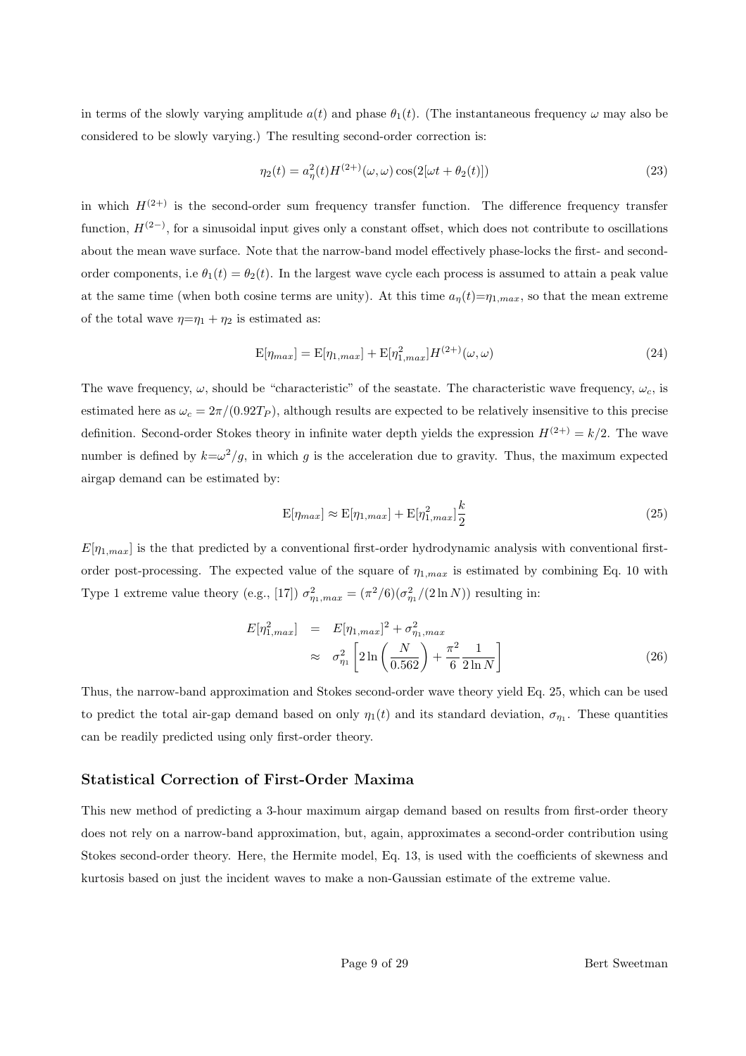in terms of the slowly varying amplitude $a(t)$ and phase $\theta_1(t)$. (The instantaneous frequency $\omega$ may also be considered to be slowly varying.) The resulting second-order correction is:

$$\eta_2(t) = a_\eta^2(t) H^{(2+)}(\omega,\omega)\cos(2[\omega t + \theta_2(t)]) \tag{23}$$

in which $H^{(2+)}$ is the second-order sum frequency transfer function. The difference frequency transfer function, $H^{(2-)}$, for a sinusoidal input gives only a constant offset, which does not contribute to oscillations about the mean wave surface. Note that the narrow-band model effectively phase-locks the first- and second-order components, i.e $\theta_1(t) = \theta_2(t)$. In the largest wave cycle each process is assumed to attain a peak value at the same time (when both cosine terms are unity). At this time $a_\eta(t)$=$\eta_{1,max}$, so that the mean extreme of the total wave $\eta$=$\eta_1 + \eta_2$ is estimated as:

$$\mathrm{E}[\eta_{max}] = \mathrm{E}[\eta_{1,max}] + \mathrm{E}[\eta_{1,max}^2] H^{(2+)}(\omega,\omega) \tag{24}$$

The wave frequency, $\omega$, should be "characteristic" of the seastate. The characteristic wave frequency, $\omega_c$, is estimated here as $\omega_c = 2\pi/(0.92T_P)$, although results are expected to be relatively insensitive to this precise definition. Second-order Stokes theory in infinite water depth yields the expression $H^{(2+)} = k/2$. The wave number is defined by $k$=$\omega^2/g$, in which $g$ is the acceleration due to gravity. Thus, the maximum expected airgap demand can be estimated by:

$$\mathrm{E}[\eta_{max}] \approx \mathrm{E}[\eta_{1,max}] + \mathrm{E}[\eta_{1,max}^2]\frac{k}{2} \tag{25}$$

$E[\eta_{1,max}]$ is the that predicted by a conventional first-order hydrodynamic analysis with conventional first-order post-processing. The expected value of the square of $\eta_{1,max}$ is estimated by combining Eq. 10 with Type 1 extreme value theory (e.g., [17]) $\sigma^2_{\eta_1,max} = (\pi^2/6)(\sigma^2_{\eta_1}/(2\ln N))$ resulting in:

$$\begin{aligned} E[\eta_{1,max}^2] &= E[\eta_{1,max}]^2 + \sigma^2_{\eta_1,max} \\ &\approx \sigma^2_{\eta_1}\left[2\ln\left(\frac{N}{0.562}\right) + \frac{\pi^2}{6}\frac{1}{2\ln N}\right] \end{aligned} \tag{26}$$

Thus, the narrow-band approximation and Stokes second-order wave theory yield Eq. 25, which can be used to predict the total air-gap demand based on only $\eta_1(t)$ and its standard deviation, $\sigma_{\eta_1}$. These quantities can be readily predicted using only first-order theory.

### Statistical Correction of First-Order Maxima

This new method of predicting a 3-hour maximum airgap demand based on results from first-order theory does not rely on a narrow-band approximation, but, again, approximates a second-order contribution using Stokes second-order theory. Here, the Hermite model, Eq. 13, is used with the coefficients of skewness and kurtosis based on just the incident waves to make a non-Gaussian estimate of the extreme value.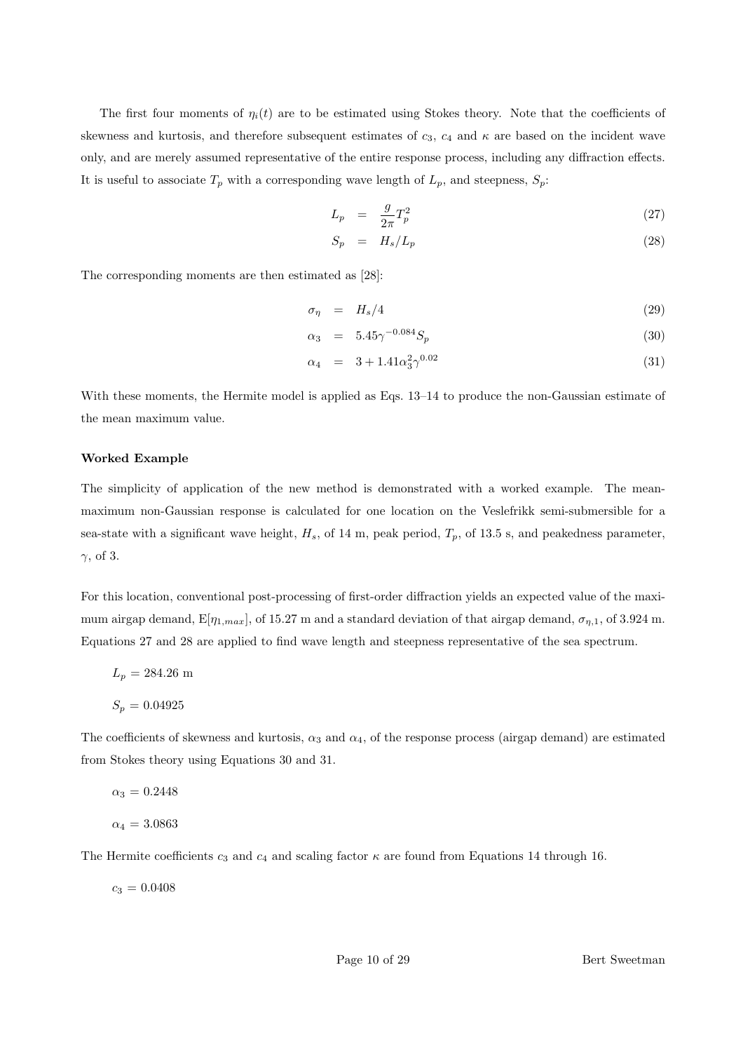The first four moments of $\eta_i(t)$ are to be estimated using Stokes theory. Note that the coefficients of skewness and kurtosis, and therefore subsequent estimates of $c_3$, $c_4$ and $\kappa$ are based on the incident wave only, and are merely assumed representative of the entire response process, including any diffraction effects. It is useful to associate $T_p$ with a corresponding wave length of $L_p$, and steepness, $S_p$:

$$L_p = \frac{g}{2\pi} T_p^2 \tag{27}$$

$$S_p = H_s / L_p \tag{28}$$

The corresponding moments are then estimated as [28]:

$$\sigma_\eta = H_s / 4 \tag{29}$$

$$\alpha_3 = 5.45 \gamma^{-0.084} S_p \tag{30}$$

$$\alpha_4 = 3 + 1.41 \alpha_3^2 \gamma^{0.02} \tag{31}$$

With these moments, the Hermite model is applied as Eqs. 13–14 to produce the non-Gaussian estimate of the mean maximum value.

**Worked Example**

The simplicity of application of the new method is demonstrated with a worked example. The mean-maximum non-Gaussian response is calculated for one location on the Veslefrikk semi-submersible for a sea-state with a significant wave height, $H_s$, of 14 m, peak period, $T_p$, of 13.5 s, and peakedness parameter, $\gamma$, of 3.

For this location, conventional post-processing of first-order diffraction yields an expected value of the maximum airgap demand, $\mathrm{E}[\eta_{1,max}]$, of 15.27 m and a standard deviation of that airgap demand, $\sigma_{\eta,1}$, of 3.924 m. Equations 27 and 28 are applied to find wave length and steepness representative of the sea spectrum.

$L_p = 284.26$ m

$S_p = 0.04925$

The coefficients of skewness and kurtosis, $\alpha_3$ and $\alpha_4$, of the response process (airgap demand) are estimated from Stokes theory using Equations 30 and 31.

$\alpha_3 = 0.2448$

$\alpha_4 = 3.0863$

The Hermite coefficients $c_3$ and $c_4$ and scaling factor $\kappa$ are found from Equations 14 through 16.

$c_3 = 0.0408$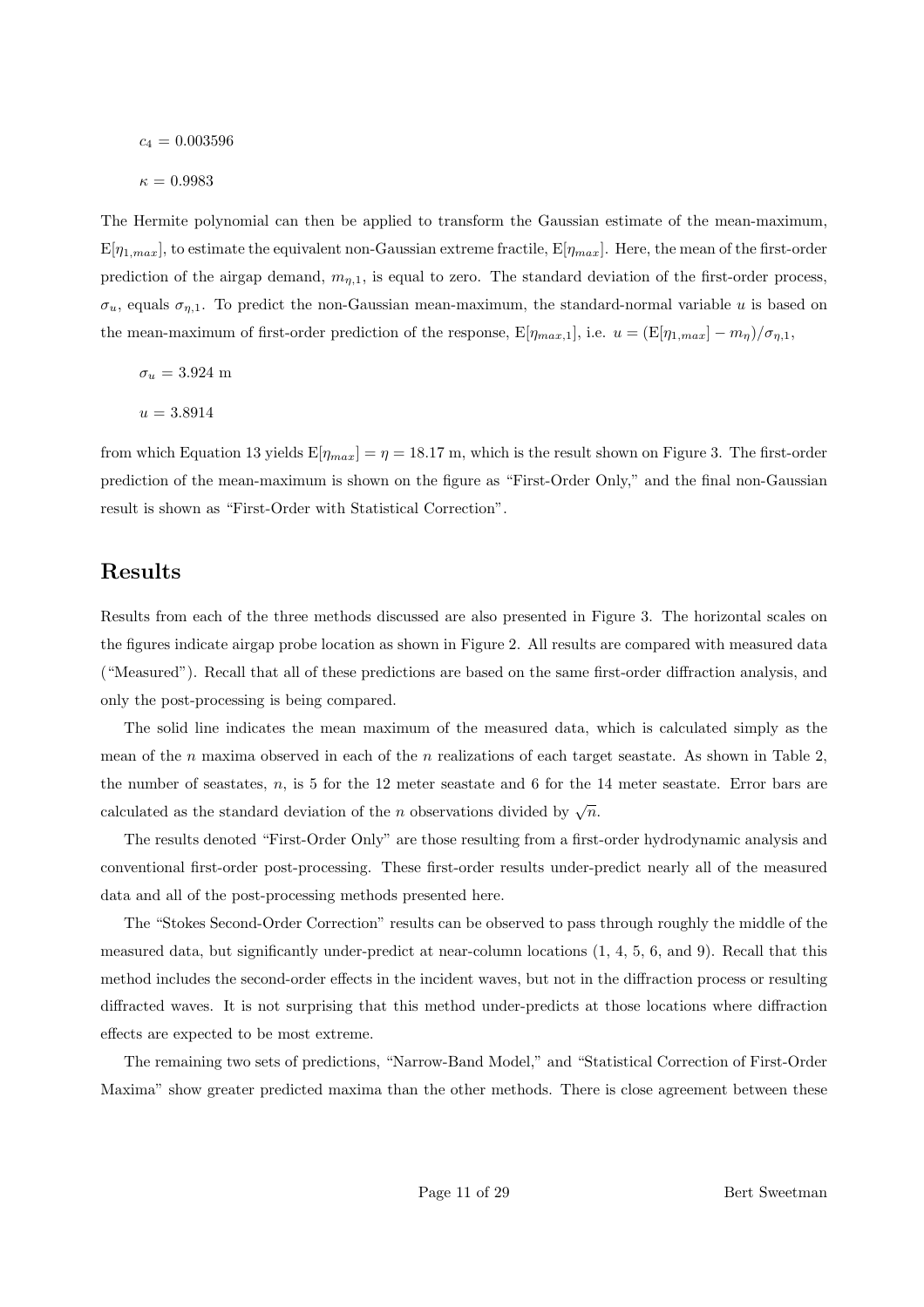$c_4 = 0.003596$

$\kappa = 0.9983$

The Hermite polynomial can then be applied to transform the Gaussian estimate of the mean-maximum, $\mathrm{E}[\eta_{1,max}]$, to estimate the equivalent non-Gaussian extreme fractile, $\mathrm{E}[\eta_{max}]$. Here, the mean of the first-order prediction of the airgap demand, $m_{\eta,1}$, is equal to zero. The standard deviation of the first-order process, $\sigma_u$, equals $\sigma_{\eta,1}$. To predict the non-Gaussian mean-maximum, the standard-normal variable $u$ is based on the mean-maximum of first-order prediction of the response, $\mathrm{E}[\eta_{max,1}]$, i.e. $u = (\mathrm{E}[\eta_{1,max}] - m_\eta)/\sigma_{\eta,1}$,

$\sigma_u = 3.924$ m

$u = 3.8914$

from which Equation 13 yields $\mathrm{E}[\eta_{max}] = \eta = 18.17$ m, which is the result shown on Figure 3. The first-order prediction of the mean-maximum is shown on the figure as "First-Order Only," and the final non-Gaussian result is shown as "First-Order with Statistical Correction".

## Results

Results from each of the three methods discussed are also presented in Figure 3. The horizontal scales on the figures indicate airgap probe location as shown in Figure 2. All results are compared with measured data ("Measured"). Recall that all of these predictions are based on the same first-order diffraction analysis, and only the post-processing is being compared.

The solid line indicates the mean maximum of the measured data, which is calculated simply as the mean of the $n$ maxima observed in each of the $n$ realizations of each target seastate. As shown in Table 2, the number of seastates, $n$, is 5 for the 12 meter seastate and 6 for the 14 meter seastate. Error bars are calculated as the standard deviation of the $n$ observations divided by $\sqrt{n}$.

The results denoted "First-Order Only" are those resulting from a first-order hydrodynamic analysis and conventional first-order post-processing. These first-order results under-predict nearly all of the measured data and all of the post-processing methods presented here.

The "Stokes Second-Order Correction" results can be observed to pass through roughly the middle of the measured data, but significantly under-predict at near-column locations (1, 4, 5, 6, and 9). Recall that this method includes the second-order effects in the incident waves, but not in the diffraction process or resulting diffracted waves. It is not surprising that this method under-predicts at those locations where diffraction effects are expected to be most extreme.

The remaining two sets of predictions, "Narrow-Band Model," and "Statistical Correction of First-Order Maxima" show greater predicted maxima than the other methods. There is close agreement between these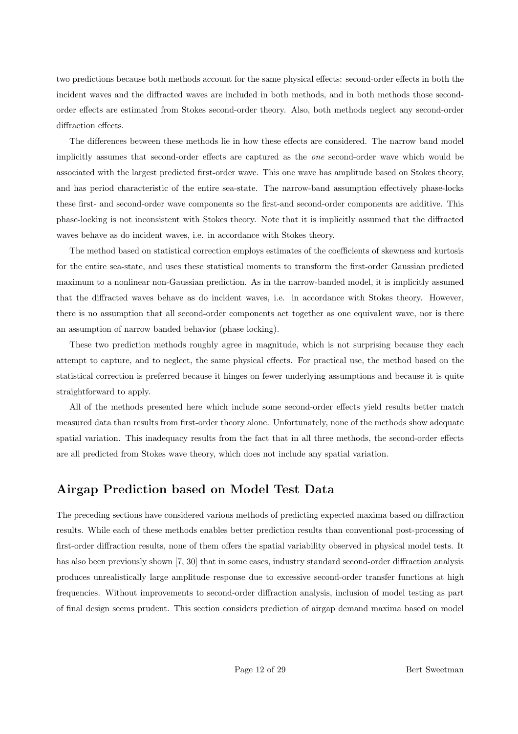two predictions because both methods account for the same physical effects: second-order effects in both the incident waves and the diffracted waves are included in both methods, and in both methods those second-order effects are estimated from Stokes second-order theory. Also, both methods neglect any second-order diffraction effects.

The differences between these methods lie in how these effects are considered. The narrow band model implicitly assumes that second-order effects are captured as the *one* second-order wave which would be associated with the largest predicted first-order wave. This one wave has amplitude based on Stokes theory, and has period characteristic of the entire sea-state. The narrow-band assumption effectively phase-locks these first- and second-order wave components so the first-and second-order components are additive. This phase-locking is not inconsistent with Stokes theory. Note that it is implicitly assumed that the diffracted waves behave as do incident waves, i.e. in accordance with Stokes theory.

The method based on statistical correction employs estimates of the coefficients of skewness and kurtosis for the entire sea-state, and uses these statistical moments to transform the first-order Gaussian predicted maximum to a nonlinear non-Gaussian prediction. As in the narrow-banded model, it is implicitly assumed that the diffracted waves behave as do incident waves, i.e. in accordance with Stokes theory. However, there is no assumption that all second-order components act together as one equivalent wave, nor is there an assumption of narrow banded behavior (phase locking).

These two prediction methods roughly agree in magnitude, which is not surprising because they each attempt to capture, and to neglect, the same physical effects. For practical use, the method based on the statistical correction is preferred because it hinges on fewer underlying assumptions and because it is quite straightforward to apply.

All of the methods presented here which include some second-order effects yield results better match measured data than results from first-order theory alone. Unfortunately, none of the methods show adequate spatial variation. This inadequacy results from the fact that in all three methods, the second-order effects are all predicted from Stokes wave theory, which does not include any spatial variation.

## Airgap Prediction based on Model Test Data

The preceding sections have considered various methods of predicting expected maxima based on diffraction results. While each of these methods enables better prediction results than conventional post-processing of first-order diffraction results, none of them offers the spatial variability observed in physical model tests. It has also been previously shown [7, 30] that in some cases, industry standard second-order diffraction analysis produces unrealistically large amplitude response due to excessive second-order transfer functions at high frequencies. Without improvements to second-order diffraction analysis, inclusion of model testing as part of final design seems prudent. This section considers prediction of airgap demand maxima based on model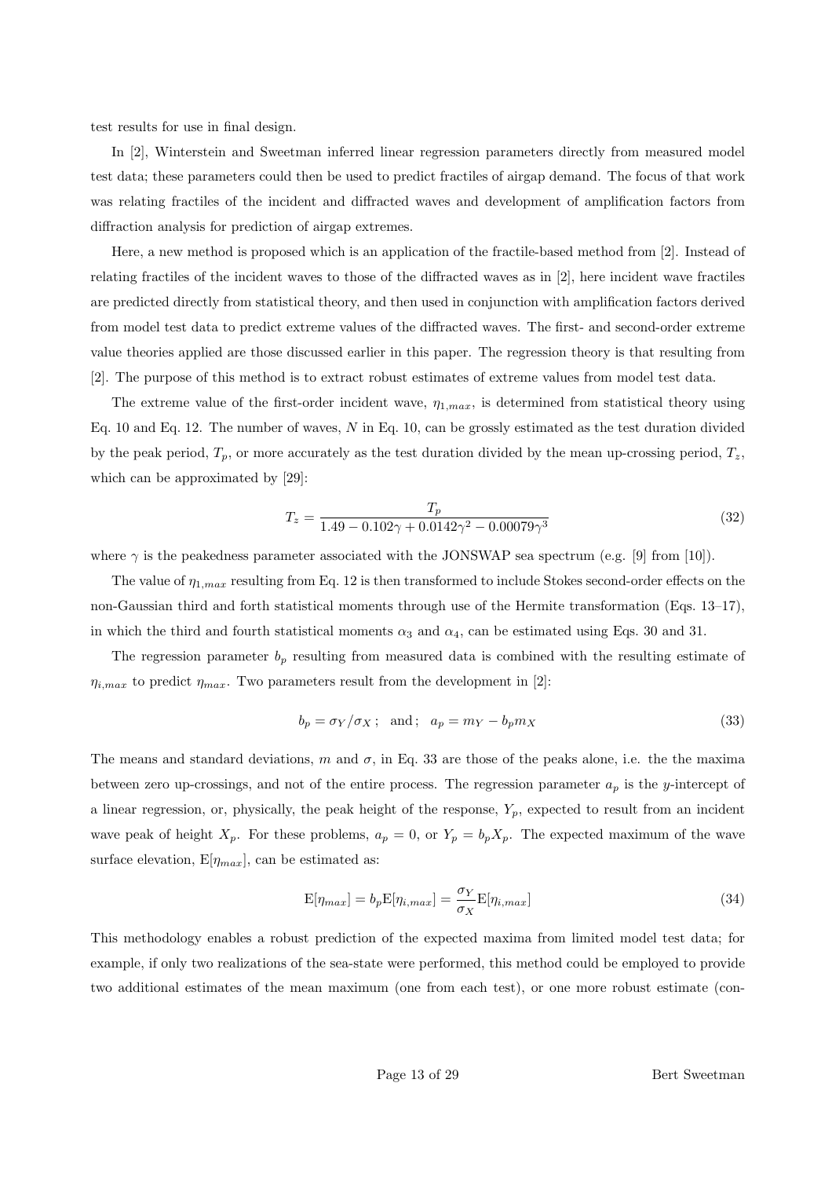test results for use in final design.

In [2], Winterstein and Sweetman inferred linear regression parameters directly from measured model test data; these parameters could then be used to predict fractiles of airgap demand. The focus of that work was relating fractiles of the incident and diffracted waves and development of amplification factors from diffraction analysis for prediction of airgap extremes.

Here, a new method is proposed which is an application of the fractile-based method from [2]. Instead of relating fractiles of the incident waves to those of the diffracted waves as in [2], here incident wave fractiles are predicted directly from statistical theory, and then used in conjunction with amplification factors derived from model test data to predict extreme values of the diffracted waves. The first- and second-order extreme value theories applied are those discussed earlier in this paper. The regression theory is that resulting from [2]. The purpose of this method is to extract robust estimates of extreme values from model test data.

The extreme value of the first-order incident wave, $\eta_{1,max}$, is determined from statistical theory using Eq. 10 and Eq. 12. The number of waves, $N$ in Eq. 10, can be grossly estimated as the test duration divided by the peak period, $T_p$, or more accurately as the test duration divided by the mean up-crossing period, $T_z$, which can be approximated by [29]:

$$T_z = \frac{T_p}{1.49 - 0.102\gamma + 0.0142\gamma^2 - 0.00079\gamma^3} \tag{32}$$

where $\gamma$ is the peakedness parameter associated with the JONSWAP sea spectrum (e.g. [9] from [10]).

The value of $\eta_{1,max}$ resulting from Eq. 12 is then transformed to include Stokes second-order effects on the non-Gaussian third and forth statistical moments through use of the Hermite transformation (Eqs. 13–17), in which the third and fourth statistical moments $\alpha_3$ and $\alpha_4$, can be estimated using Eqs. 30 and 31.

The regression parameter $b_p$ resulting from measured data is combined with the resulting estimate of $\eta_{i,max}$ to predict $\eta_{max}$. Two parameters result from the development in [2]:

$$b_p = \sigma_Y / \sigma_X \,; \quad \text{and} \,; \quad a_p = m_Y - b_p m_X \tag{33}$$

The means and standard deviations, $m$ and $\sigma$, in Eq. 33 are those of the peaks alone, i.e. the the maxima between zero up-crossings, and not of the entire process. The regression parameter $a_p$ is the $y$-intercept of a linear regression, or, physically, the peak height of the response, $Y_p$, expected to result from an incident wave peak of height $X_p$. For these problems, $a_p = 0$, or $Y_p = b_p X_p$. The expected maximum of the wave surface elevation, $\text{E}[\eta_{max}]$, can be estimated as:

$$\text{E}[\eta_{max}] = b_p \text{E}[\eta_{i,max}] = \frac{\sigma_Y}{\sigma_X} \text{E}[\eta_{i,max}] \tag{34}$$

This methodology enables a robust prediction of the expected maxima from limited model test data; for example, if only two realizations of the sea-state were performed, this method could be employed to provide two additional estimates of the mean maximum (one from each test), or one more robust estimate (con-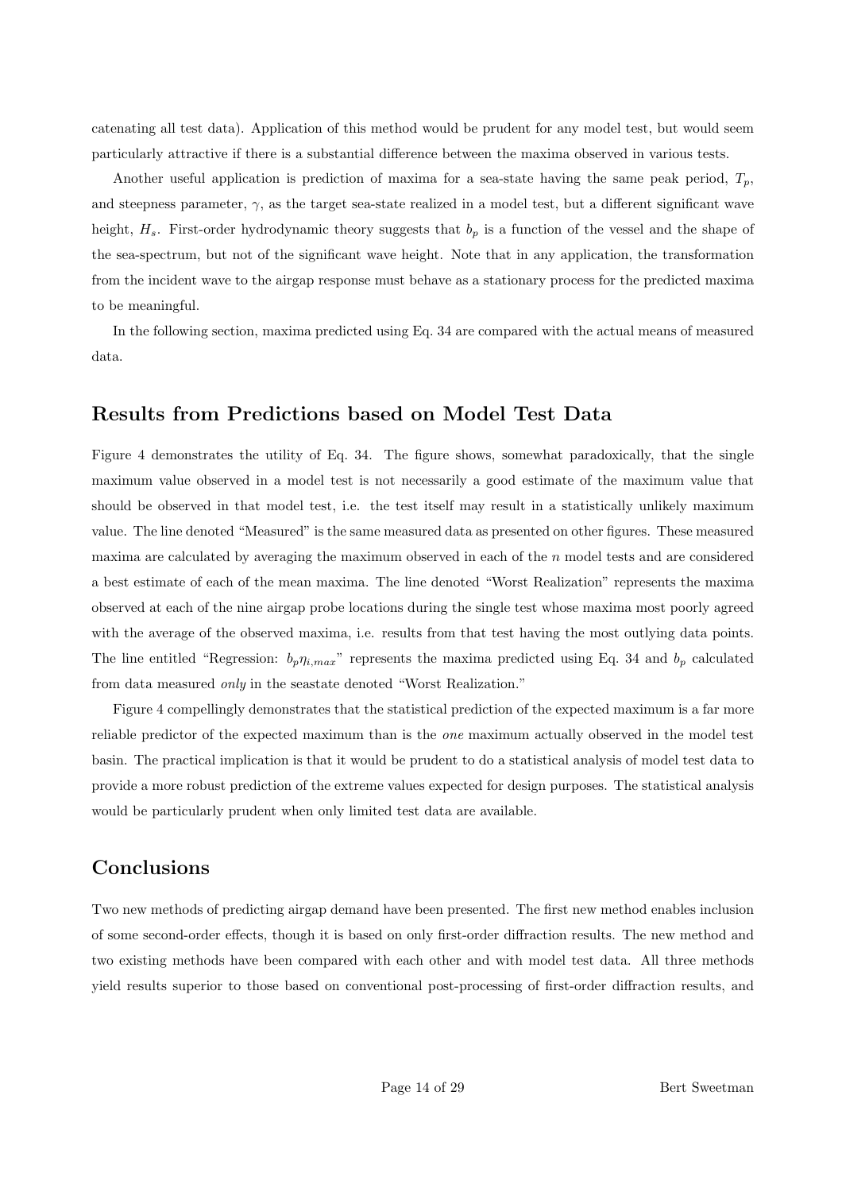catenating all test data). Application of this method would be prudent for any model test, but would seem particularly attractive if there is a substantial difference between the maxima observed in various tests.

Another useful application is prediction of maxima for a sea-state having the same peak period, $T_p$, and steepness parameter, $\gamma$, as the target sea-state realized in a model test, but a different significant wave height, $H_s$. First-order hydrodynamic theory suggests that $b_p$ is a function of the vessel and the shape of the sea-spectrum, but not of the significant wave height. Note that in any application, the transformation from the incident wave to the airgap response must behave as a stationary process for the predicted maxima to be meaningful.

In the following section, maxima predicted using Eq. 34 are compared with the actual means of measured data.

## Results from Predictions based on Model Test Data

Figure 4 demonstrates the utility of Eq. 34. The figure shows, somewhat paradoxically, that the single maximum value observed in a model test is not necessarily a good estimate of the maximum value that should be observed in that model test, i.e. the test itself may result in a statistically unlikely maximum value. The line denoted "Measured" is the same measured data as presented on other figures. These measured maxima are calculated by averaging the maximum observed in each of the $n$ model tests and are considered a best estimate of each of the mean maxima. The line denoted "Worst Realization" represents the maxima observed at each of the nine airgap probe locations during the single test whose maxima most poorly agreed with the average of the observed maxima, i.e. results from that test having the most outlying data points. The line entitled "Regression: $b_p\eta_{i,max}$" represents the maxima predicted using Eq. 34 and $b_p$ calculated from data measured *only* in the seastate denoted "Worst Realization."

Figure 4 compellingly demonstrates that the statistical prediction of the expected maximum is a far more reliable predictor of the expected maximum than is the *one* maximum actually observed in the model test basin. The practical implication is that it would be prudent to do a statistical analysis of model test data to provide a more robust prediction of the extreme values expected for design purposes. The statistical analysis would be particularly prudent when only limited test data are available.

## Conclusions

Two new methods of predicting airgap demand have been presented. The first new method enables inclusion of some second-order effects, though it is based on only first-order diffraction results. The new method and two existing methods have been compared with each other and with model test data. All three methods yield results superior to those based on conventional post-processing of first-order diffraction results, and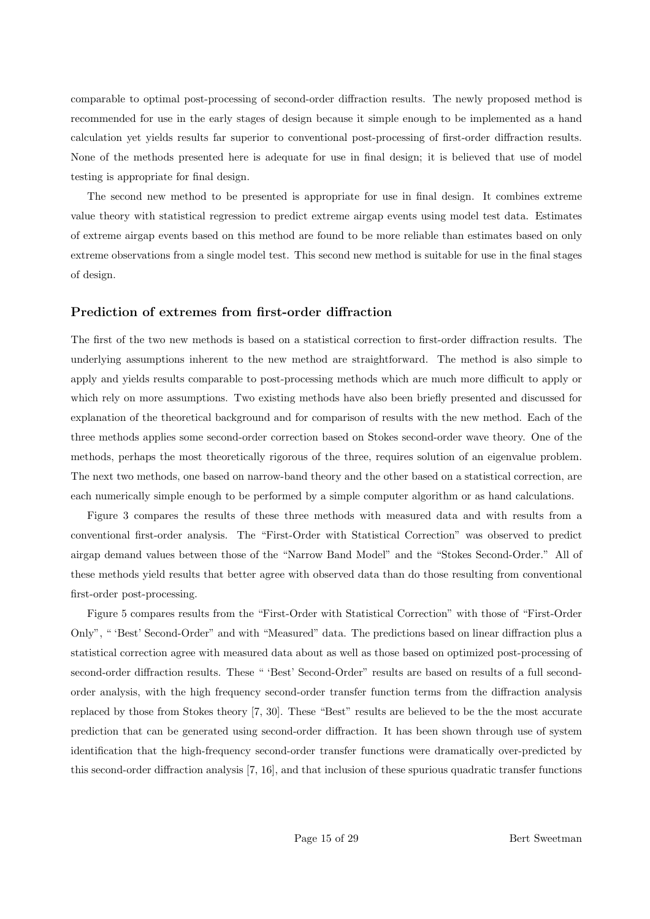comparable to optimal post-processing of second-order diffraction results. The newly proposed method is recommended for use in the early stages of design because it simple enough to be implemented as a hand calculation yet yields results far superior to conventional post-processing of first-order diffraction results. None of the methods presented here is adequate for use in final design; it is believed that use of model testing is appropriate for final design.

The second new method to be presented is appropriate for use in final design. It combines extreme value theory with statistical regression to predict extreme airgap events using model test data. Estimates of extreme airgap events based on this method are found to be more reliable than estimates based on only extreme observations from a single model test. This second new method is suitable for use in the final stages of design.

### Prediction of extremes from first-order diffraction

The first of the two new methods is based on a statistical correction to first-order diffraction results. The underlying assumptions inherent to the new method are straightforward. The method is also simple to apply and yields results comparable to post-processing methods which are much more difficult to apply or which rely on more assumptions. Two existing methods have also been briefly presented and discussed for explanation of the theoretical background and for comparison of results with the new method. Each of the three methods applies some second-order correction based on Stokes second-order wave theory. One of the methods, perhaps the most theoretically rigorous of the three, requires solution of an eigenvalue problem. The next two methods, one based on narrow-band theory and the other based on a statistical correction, are each numerically simple enough to be performed by a simple computer algorithm or as hand calculations.

Figure 3 compares the results of these three methods with measured data and with results from a conventional first-order analysis. The "First-Order with Statistical Correction" was observed to predict airgap demand values between those of the "Narrow Band Model" and the "Stokes Second-Order." All of these methods yield results that better agree with observed data than do those resulting from conventional first-order post-processing.

Figure 5 compares results from the "First-Order with Statistical Correction" with those of "First-Order Only", " 'Best' Second-Order" and with "Measured" data. The predictions based on linear diffraction plus a statistical correction agree with measured data about as well as those based on optimized post-processing of second-order diffraction results. These " 'Best' Second-Order" results are based on results of a full second-order analysis, with the high frequency second-order transfer function terms from the diffraction analysis replaced by those from Stokes theory [7, 30]. These "Best" results are believed to be the the most accurate prediction that can be generated using second-order diffraction. It has been shown through use of system identification that the high-frequency second-order transfer functions were dramatically over-predicted by this second-order diffraction analysis [7, 16], and that inclusion of these spurious quadratic transfer functions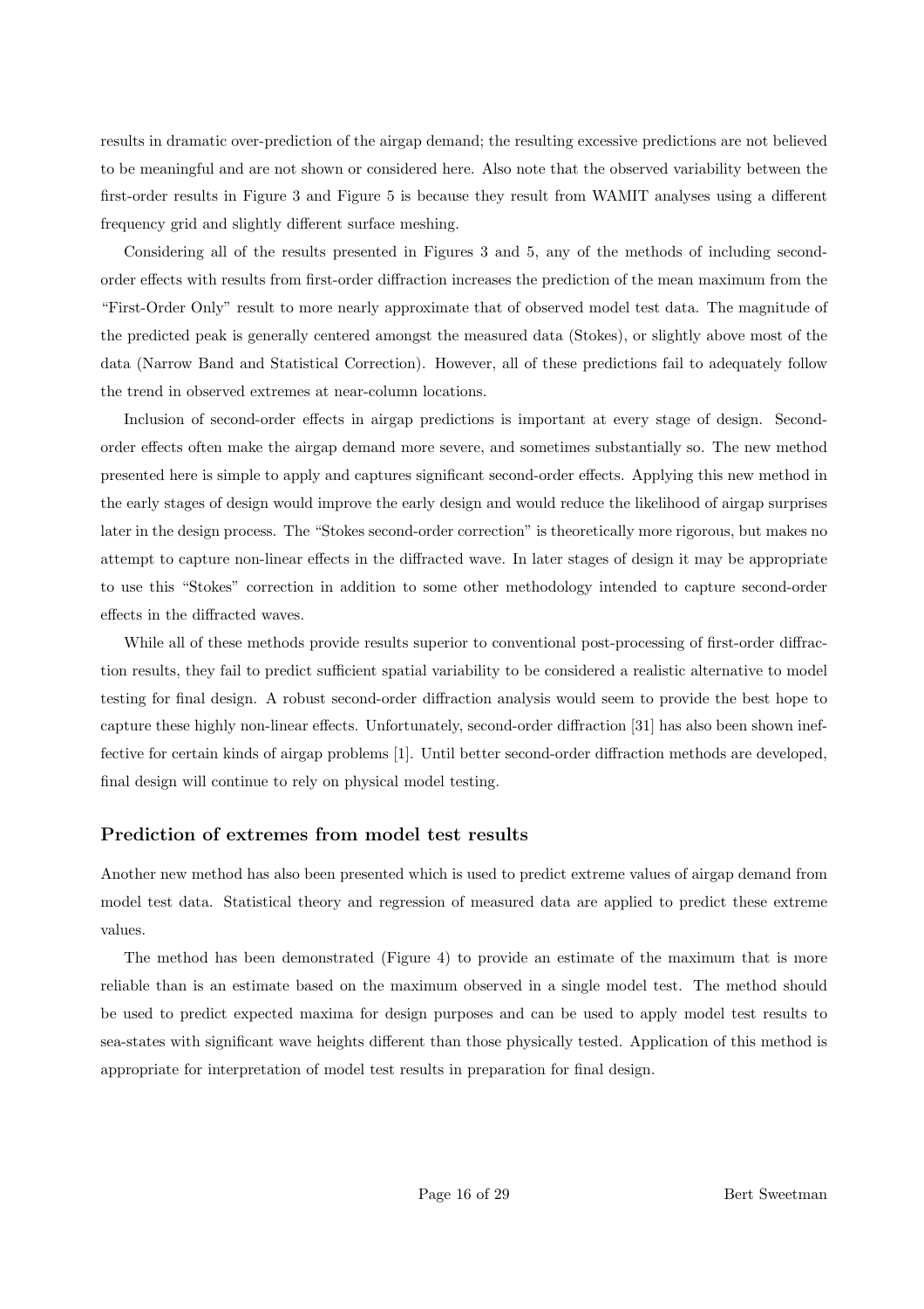results in dramatic over-prediction of the airgap demand; the resulting excessive predictions are not believed to be meaningful and are not shown or considered here. Also note that the observed variability between the first-order results in Figure 3 and Figure 5 is because they result from WAMIT analyses using a different frequency grid and slightly different surface meshing.

Considering all of the results presented in Figures 3 and 5, any of the methods of including second-order effects with results from first-order diffraction increases the prediction of the mean maximum from the "First-Order Only" result to more nearly approximate that of observed model test data. The magnitude of the predicted peak is generally centered amongst the measured data (Stokes), or slightly above most of the data (Narrow Band and Statistical Correction). However, all of these predictions fail to adequately follow the trend in observed extremes at near-column locations.

Inclusion of second-order effects in airgap predictions is important at every stage of design. Second-order effects often make the airgap demand more severe, and sometimes substantially so. The new method presented here is simple to apply and captures significant second-order effects. Applying this new method in the early stages of design would improve the early design and would reduce the likelihood of airgap surprises later in the design process. The "Stokes second-order correction" is theoretically more rigorous, but makes no attempt to capture non-linear effects in the diffracted wave. In later stages of design it may be appropriate to use this "Stokes" correction in addition to some other methodology intended to capture second-order effects in the diffracted waves.

While all of these methods provide results superior to conventional post-processing of first-order diffraction results, they fail to predict sufficient spatial variability to be considered a realistic alternative to model testing for final design. A robust second-order diffraction analysis would seem to provide the best hope to capture these highly non-linear effects. Unfortunately, second-order diffraction [31] has also been shown ineffective for certain kinds of airgap problems [1]. Until better second-order diffraction methods are developed, final design will continue to rely on physical model testing.

### Prediction of extremes from model test results

Another new method has also been presented which is used to predict extreme values of airgap demand from model test data. Statistical theory and regression of measured data are applied to predict these extreme values.

The method has been demonstrated (Figure 4) to provide an estimate of the maximum that is more reliable than is an estimate based on the maximum observed in a single model test. The method should be used to predict expected maxima for design purposes and can be used to apply model test results to sea-states with significant wave heights different than those physically tested. Application of this method is appropriate for interpretation of model test results in preparation for final design.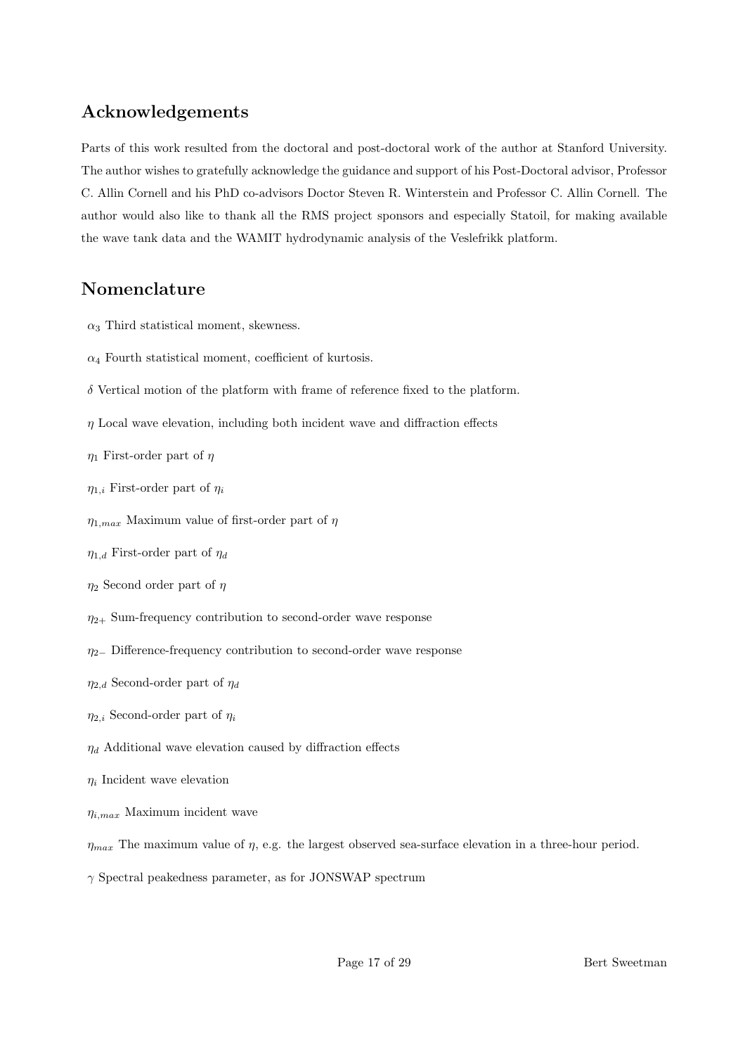## Acknowledgements

Parts of this work resulted from the doctoral and post-doctoral work of the author at Stanford University. The author wishes to gratefully acknowledge the guidance and support of his Post-Doctoral advisor, Professor C. Allin Cornell and his PhD co-advisors Doctor Steven R. Winterstein and Professor C. Allin Cornell. The author would also like to thank all the RMS project sponsors and especially Statoil, for making available the wave tank data and the WAMIT hydrodynamic analysis of the Veslefrikk platform.

## Nomenclature

$\alpha_3$ Third statistical moment, skewness.

$\alpha_4$ Fourth statistical moment, coefficient of kurtosis.

$\delta$ Vertical motion of the platform with frame of reference fixed to the platform.

$\eta$ Local wave elevation, including both incident wave and diffraction effects

$\eta_1$ First-order part of $\eta$

$\eta_{1,i}$ First-order part of $\eta_i$

$\eta_{1,max}$ Maximum value of first-order part of $\eta$

$\eta_{1,d}$ First-order part of $\eta_d$

$\eta_2$ Second order part of $\eta$

$\eta_{2+}$ Sum-frequency contribution to second-order wave response

$\eta_{2-}$ Difference-frequency contribution to second-order wave response

$\eta_{2,d}$ Second-order part of $\eta_d$

$\eta_{2,i}$ Second-order part of $\eta_i$

$\eta_d$ Additional wave elevation caused by diffraction effects

$\eta_i$ Incident wave elevation

$\eta_{i,max}$ Maximum incident wave

$\eta_{max}$ The maximum value of $\eta$, e.g. the largest observed sea-surface elevation in a three-hour period.

$\gamma$ Spectral peakedness parameter, as for JONSWAP spectrum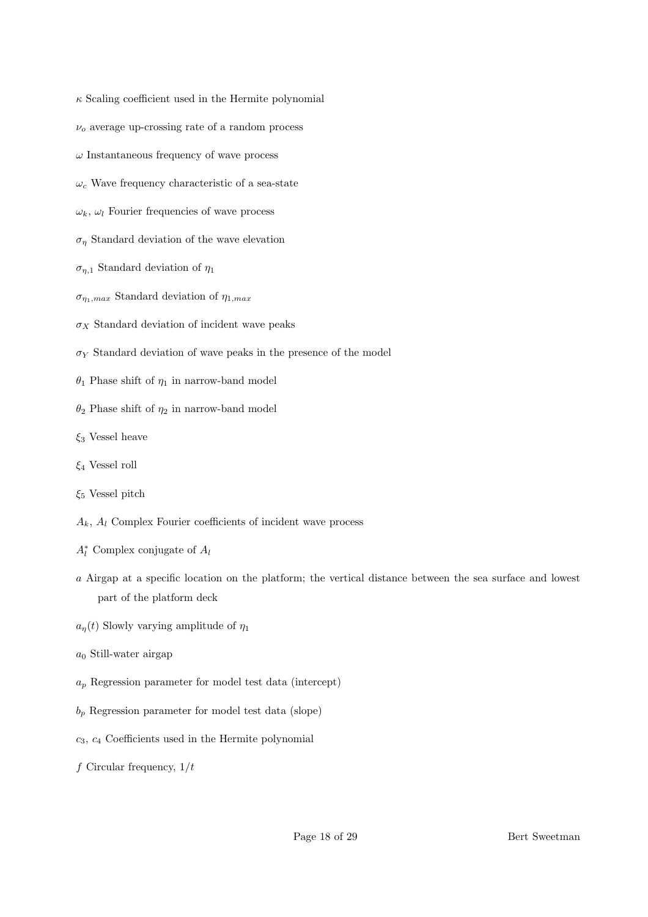$\kappa$ Scaling coefficient used in the Hermite polynomial

$\nu_o$ average up-crossing rate of a random process

$\omega$ Instantaneous frequency of wave process

$\omega_c$ Wave frequency characteristic of a sea-state

$\omega_k$, $\omega_l$ Fourier frequencies of wave process

$\sigma_\eta$ Standard deviation of the wave elevation

$\sigma_{\eta,1}$ Standard deviation of $\eta_1$

$\sigma_{\eta_1,max}$ Standard deviation of $\eta_{1,max}$

$\sigma_X$ Standard deviation of incident wave peaks

$\sigma_Y$ Standard deviation of wave peaks in the presence of the model

$\theta_1$ Phase shift of $\eta_1$ in narrow-band model

$\theta_2$ Phase shift of $\eta_2$ in narrow-band model

$\xi_3$ Vessel heave

$\xi_4$ Vessel roll

$\xi_5$ Vessel pitch

$A_k$, $A_l$ Complex Fourier coefficients of incident wave process

$A_l^*$ Complex conjugate of $A_l$

$a$ Airgap at a specific location on the platform; the vertical distance between the sea surface and lowest part of the platform deck

$a_\eta(t)$ Slowly varying amplitude of $\eta_1$

$a_0$ Still-water airgap

$a_p$ Regression parameter for model test data (intercept)

$b_p$ Regression parameter for model test data (slope)

$c_3$, $c_4$ Coefficients used in the Hermite polynomial

$f$ Circular frequency, $1/t$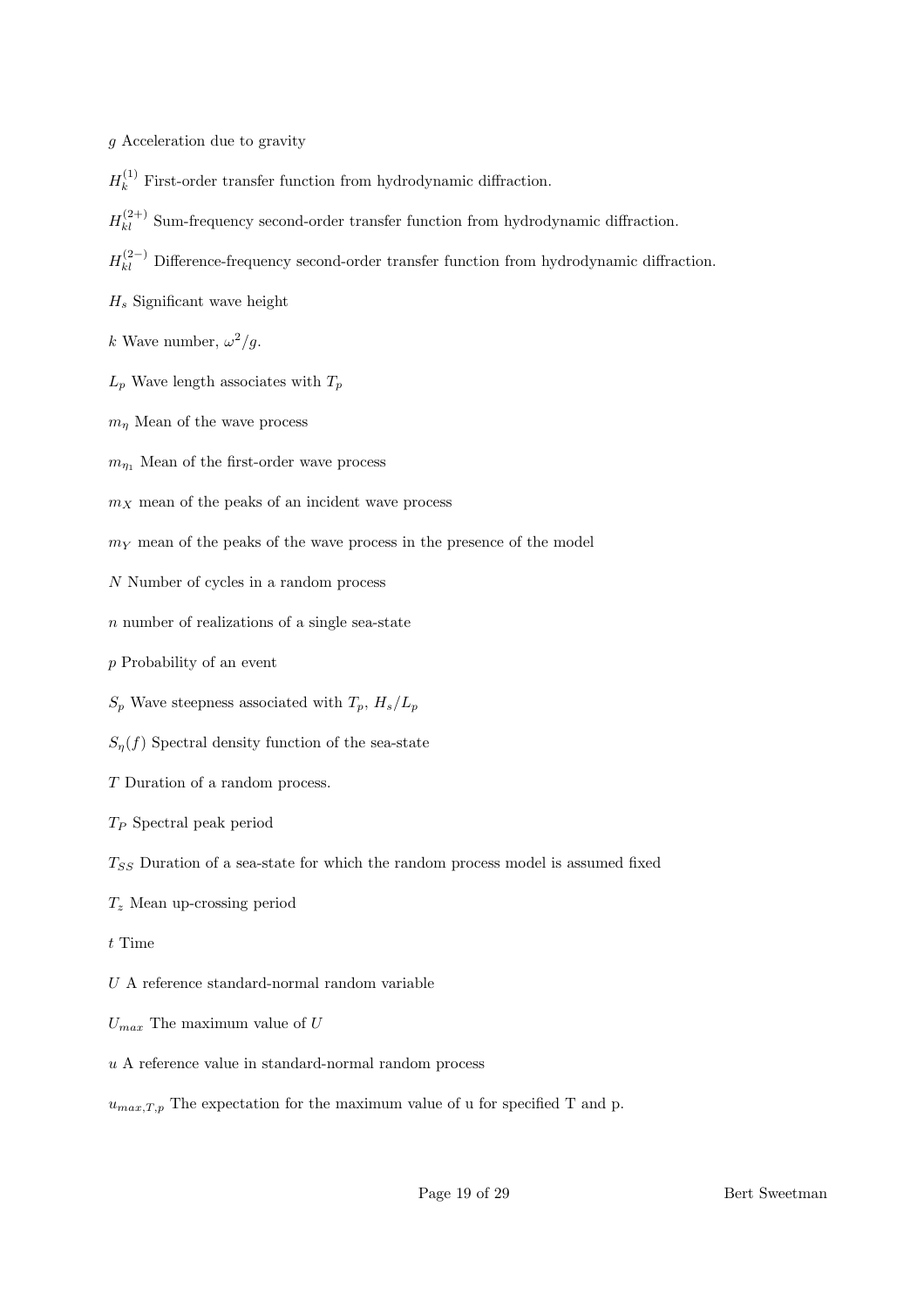$g$ Acceleration due to gravity

$H_k^{(1)}$ First-order transfer function from hydrodynamic diffraction.

$H_{kl}^{(2+)}$ Sum-frequency second-order transfer function from hydrodynamic diffraction.

$H_{kl}^{(2-)}$ Difference-frequency second-order transfer function from hydrodynamic diffraction.

$H_s$ Significant wave height

$k$ Wave number, $\omega^2/g$.

$L_p$ Wave length associates with $T_p$

$m_\eta$ Mean of the wave process

$m_{\eta_1}$ Mean of the first-order wave process

$m_X$ mean of the peaks of an incident wave process

$m_Y$ mean of the peaks of the wave process in the presence of the model

$N$ Number of cycles in a random process

$n$ number of realizations of a single sea-state

$p$ Probability of an event

$S_p$ Wave steepness associated with $T_p$, $H_s/L_p$

$S_\eta(f)$ Spectral density function of the sea-state

$T$ Duration of a random process.

$T_P$ Spectral peak period

$T_{SS}$ Duration of a sea-state for which the random process model is assumed fixed

$T_z$ Mean up-crossing period

$t$ Time

$U$ A reference standard-normal random variable

$U_{max}$ The maximum value of $U$

$u$ A reference value in standard-normal random process

$u_{max,T,p}$ The expectation for the maximum value of u for specified T and p.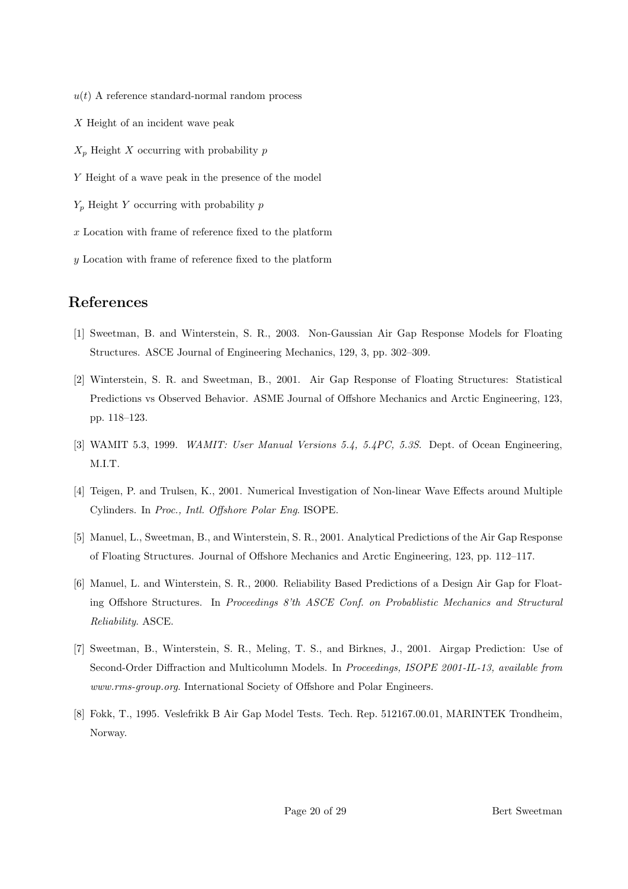$u(t)$ A reference standard-normal random process

$X$ Height of an incident wave peak

$X_p$ Height $X$ occurring with probability $p$

$Y$ Height of a wave peak in the presence of the model

$Y_p$ Height $Y$ occurring with probability $p$

$x$ Location with frame of reference fixed to the platform

$y$ Location with frame of reference fixed to the platform

## References

[1] Sweetman, B. and Winterstein, S. R., 2003. Non-Gaussian Air Gap Response Models for Floating Structures. ASCE Journal of Engineering Mechanics, 129, 3, pp. 302–309.

[2] Winterstein, S. R. and Sweetman, B., 2001. Air Gap Response of Floating Structures: Statistical Predictions vs Observed Behavior. ASME Journal of Offshore Mechanics and Arctic Engineering, 123, pp. 118–123.

[3] WAMIT 5.3, 1999. *WAMIT: User Manual Versions 5.4, 5.4PC, 5.3S.* Dept. of Ocean Engineering, M.I.T.

[4] Teigen, P. and Trulsen, K., 2001. Numerical Investigation of Non-linear Wave Effects around Multiple Cylinders. In *Proc., Intl. Offshore Polar Eng.* ISOPE.

[5] Manuel, L., Sweetman, B., and Winterstein, S. R., 2001. Analytical Predictions of the Air Gap Response of Floating Structures. Journal of Offshore Mechanics and Arctic Engineering, 123, pp. 112–117.

[6] Manuel, L. and Winterstein, S. R., 2000. Reliability Based Predictions of a Design Air Gap for Floating Offshore Structures. In *Proceedings 8'th ASCE Conf. on Probablistic Mechanics and Structural Reliability.* ASCE.

[7] Sweetman, B., Winterstein, S. R., Meling, T. S., and Birknes, J., 2001. Airgap Prediction: Use of Second-Order Diffraction and Multicolumn Models. In *Proceedings, ISOPE 2001-IL-13, available from www.rms-group.org.* International Society of Offshore and Polar Engineers.

[8] Fokk, T., 1995. Veslefrikk B Air Gap Model Tests. Tech. Rep. 512167.00.01, MARINTEK Trondheim, Norway.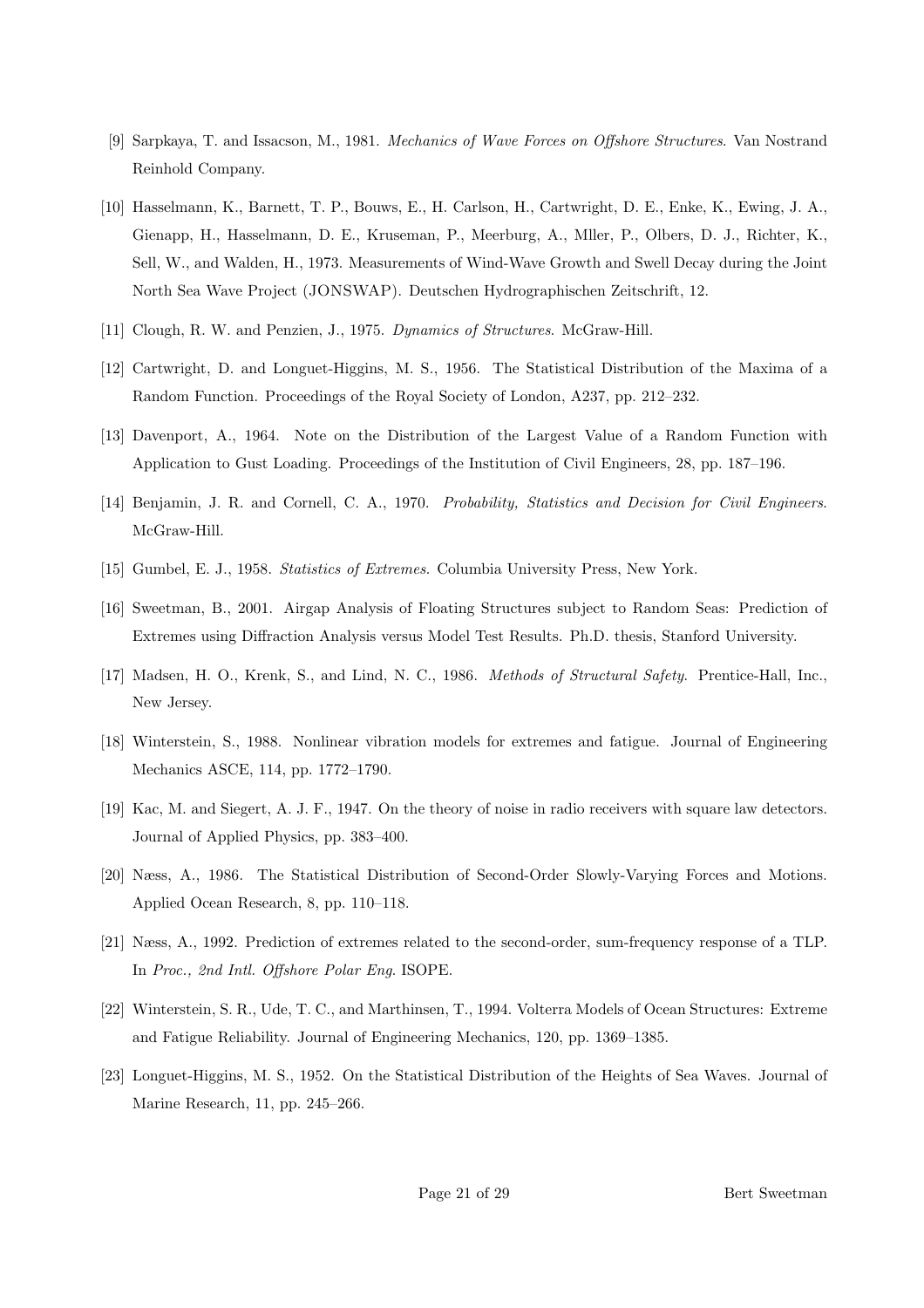[9] Sarpkaya, T. and Issacson, M., 1981. *Mechanics of Wave Forces on Offshore Structures*. Van Nostrand Reinhold Company.

[10] Hasselmann, K., Barnett, T. P., Bouws, E., H. Carlson, H., Cartwright, D. E., Enke, K., Ewing, J. A., Gienapp, H., Hasselmann, D. E., Kruseman, P., Meerburg, A., Mller, P., Olbers, D. J., Richter, K., Sell, W., and Walden, H., 1973. Measurements of Wind-Wave Growth and Swell Decay during the Joint North Sea Wave Project (JONSWAP). Deutschen Hydrographischen Zeitschrift, 12.

[11] Clough, R. W. and Penzien, J., 1975. *Dynamics of Structures*. McGraw-Hill.

[12] Cartwright, D. and Longuet-Higgins, M. S., 1956. The Statistical Distribution of the Maxima of a Random Function. Proceedings of the Royal Society of London, A237, pp. 212–232.

[13] Davenport, A., 1964. Note on the Distribution of the Largest Value of a Random Function with Application to Gust Loading. Proceedings of the Institution of Civil Engineers, 28, pp. 187–196.

[14] Benjamin, J. R. and Cornell, C. A., 1970. *Probability, Statistics and Decision for Civil Engineers*. McGraw-Hill.

[15] Gumbel, E. J., 1958. *Statistics of Extremes*. Columbia University Press, New York.

[16] Sweetman, B., 2001. Airgap Analysis of Floating Structures subject to Random Seas: Prediction of Extremes using Diffraction Analysis versus Model Test Results. Ph.D. thesis, Stanford University.

[17] Madsen, H. O., Krenk, S., and Lind, N. C., 1986. *Methods of Structural Safety*. Prentice-Hall, Inc., New Jersey.

[18] Winterstein, S., 1988. Nonlinear vibration models for extremes and fatigue. Journal of Engineering Mechanics ASCE, 114, pp. 1772–1790.

[19] Kac, M. and Siegert, A. J. F., 1947. On the theory of noise in radio receivers with square law detectors. Journal of Applied Physics, pp. 383–400.

[20] Næss, A., 1986. The Statistical Distribution of Second-Order Slowly-Varying Forces and Motions. Applied Ocean Research, 8, pp. 110–118.

[21] Næss, A., 1992. Prediction of extremes related to the second-order, sum-frequency response of a TLP. In *Proc., 2nd Intl. Offshore Polar Eng.* ISOPE.

[22] Winterstein, S. R., Ude, T. C., and Marthinsen, T., 1994. Volterra Models of Ocean Structures: Extreme and Fatigue Reliability. Journal of Engineering Mechanics, 120, pp. 1369–1385.

[23] Longuet-Higgins, M. S., 1952. On the Statistical Distribution of the Heights of Sea Waves. Journal of Marine Research, 11, pp. 245–266.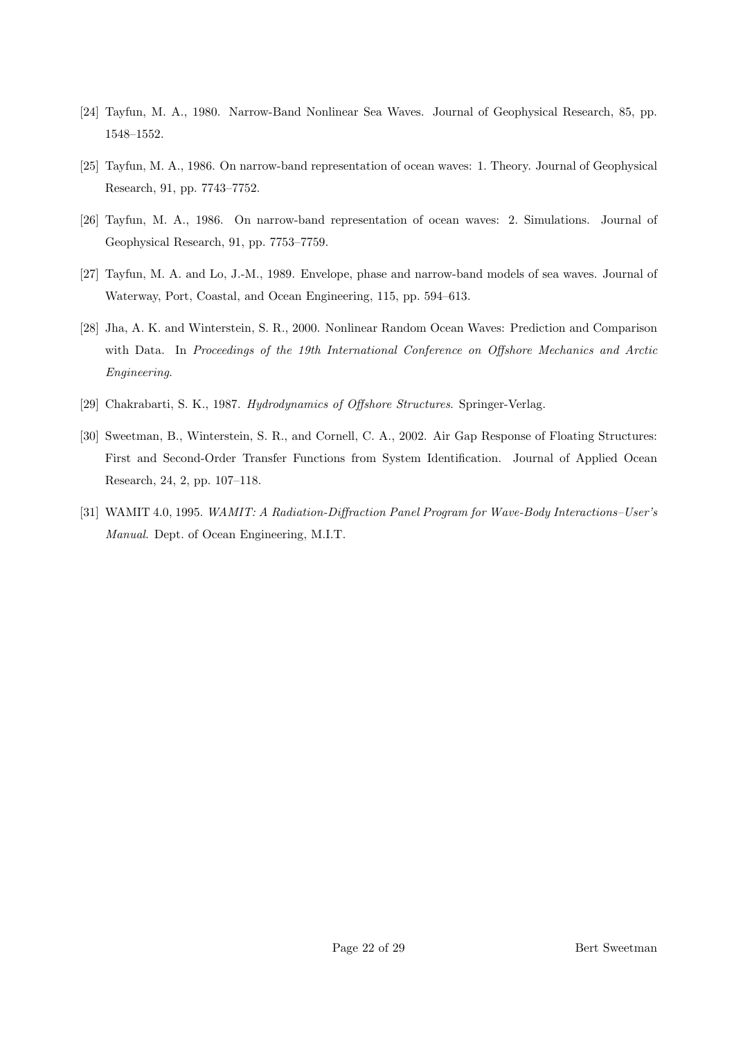[24] Tayfun, M. A., 1980. Narrow-Band Nonlinear Sea Waves. Journal of Geophysical Research, 85, pp. 1548–1552.

[25] Tayfun, M. A., 1986. On narrow-band representation of ocean waves: 1. Theory. Journal of Geophysical Research, 91, pp. 7743–7752.

[26] Tayfun, M. A., 1986. On narrow-band representation of ocean waves: 2. Simulations. Journal of Geophysical Research, 91, pp. 7753–7759.

[27] Tayfun, M. A. and Lo, J.-M., 1989. Envelope, phase and narrow-band models of sea waves. Journal of Waterway, Port, Coastal, and Ocean Engineering, 115, pp. 594–613.

[28] Jha, A. K. and Winterstein, S. R., 2000. Nonlinear Random Ocean Waves: Prediction and Comparison with Data. In *Proceedings of the 19th International Conference on Offshore Mechanics and Arctic Engineering*.

[29] Chakrabarti, S. K., 1987. *Hydrodynamics of Offshore Structures*. Springer-Verlag.

[30] Sweetman, B., Winterstein, S. R., and Cornell, C. A., 2002. Air Gap Response of Floating Structures: First and Second-Order Transfer Functions from System Identification. Journal of Applied Ocean Research, 24, 2, pp. 107–118.

[31] WAMIT 4.0, 1995. *WAMIT: A Radiation-Diffraction Panel Program for Wave-Body Interactions–User's Manual*. Dept. of Ocean Engineering, M.I.T.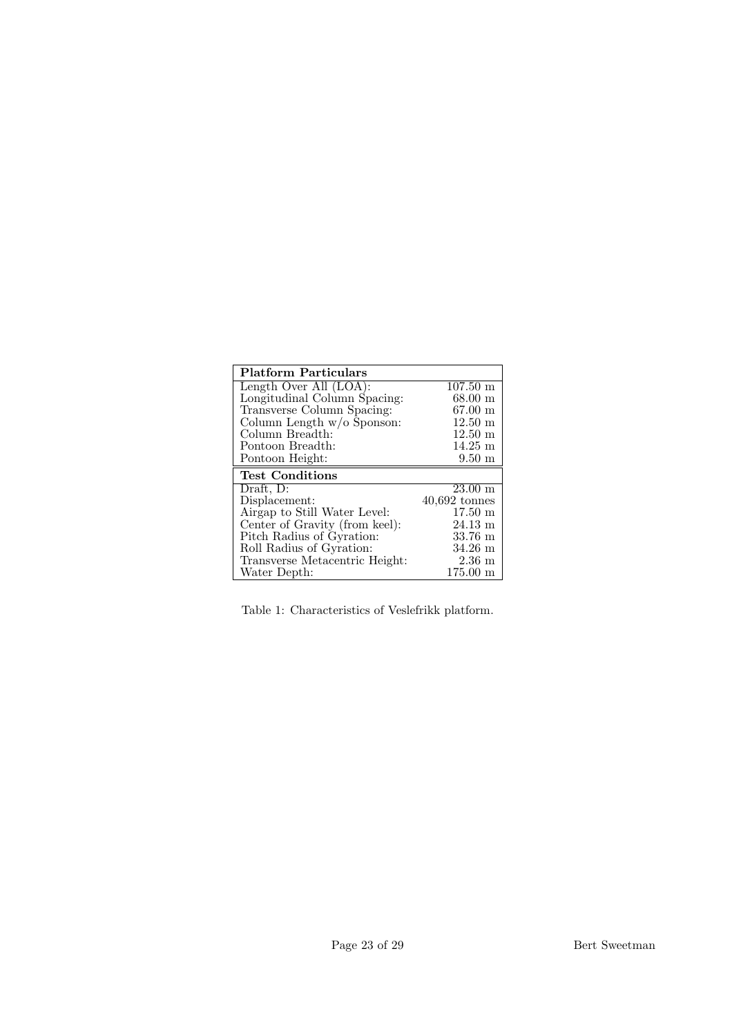| Platform Particulars | |
|---|---|
| Length Over All (LOA): | 107.50 m |
| Longitudinal Column Spacing: | 68.00 m |
| Transverse Column Spacing: | 67.00 m |
| Column Length w/o Sponson: | 12.50 m |
| Column Breadth: | 12.50 m |
| Pontoon Breadth: | 14.25 m |
| Pontoon Height: | 9.50 m |
| **Test Conditions** | |
| Draft, D: | 23.00 m |
| Displacement: | 40,692 tonnes |
| Airgap to Still Water Level: | 17.50 m |
| Center of Gravity (from keel): | 24.13 m |
| Pitch Radius of Gyration: | 33.76 m |
| Roll Radius of Gyration: | 34.26 m |
| Transverse Metacentric Height: | 2.36 m |
| Water Depth: | 175.00 m |

Table 1: Characteristics of Veslefrikk platform.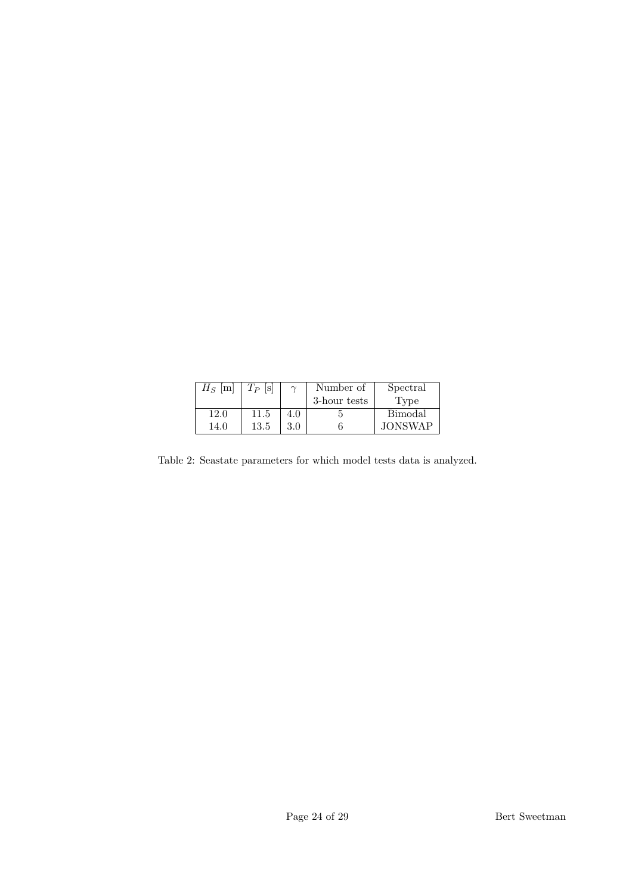| $H_S$ [m] | $T_P$ [s] | $\gamma$ | Number of 3-hour tests | Spectral Type |
|---|---|---|---|---|
| 12.0 | 11.5 | 4.0 | 5 | Bimodal |
| 14.0 | 13.5 | 3.0 | 6 | JONSWAP |

Table 2: Seastate parameters for which model tests data is analyzed.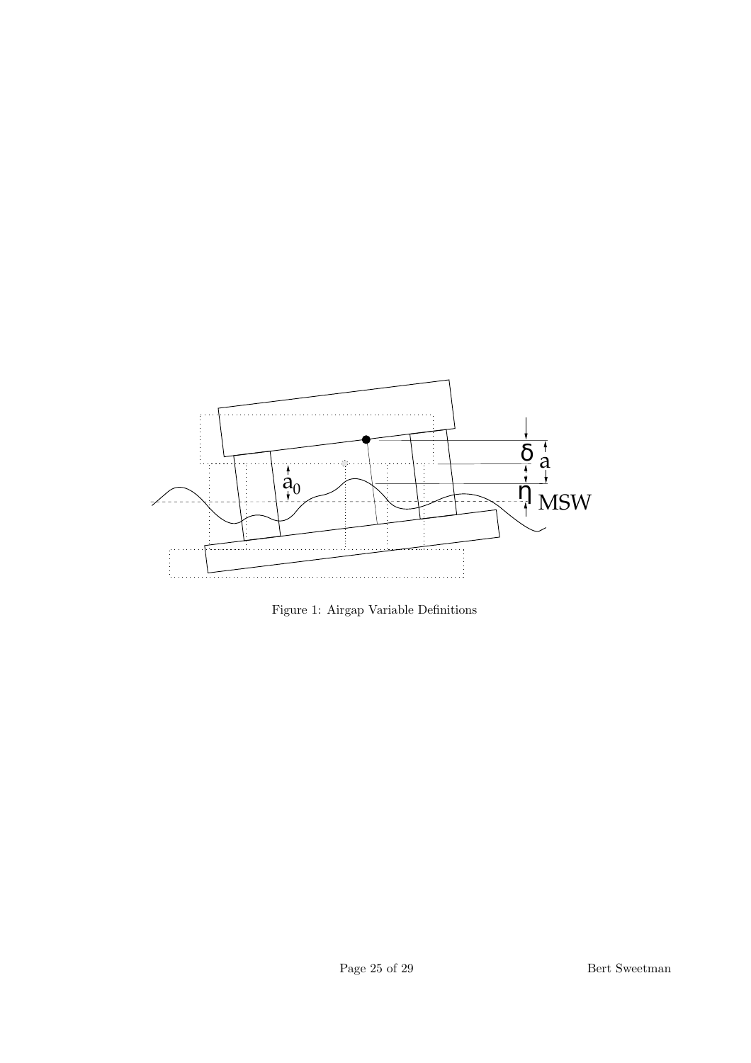Figure 1: Airgap Variable Definitions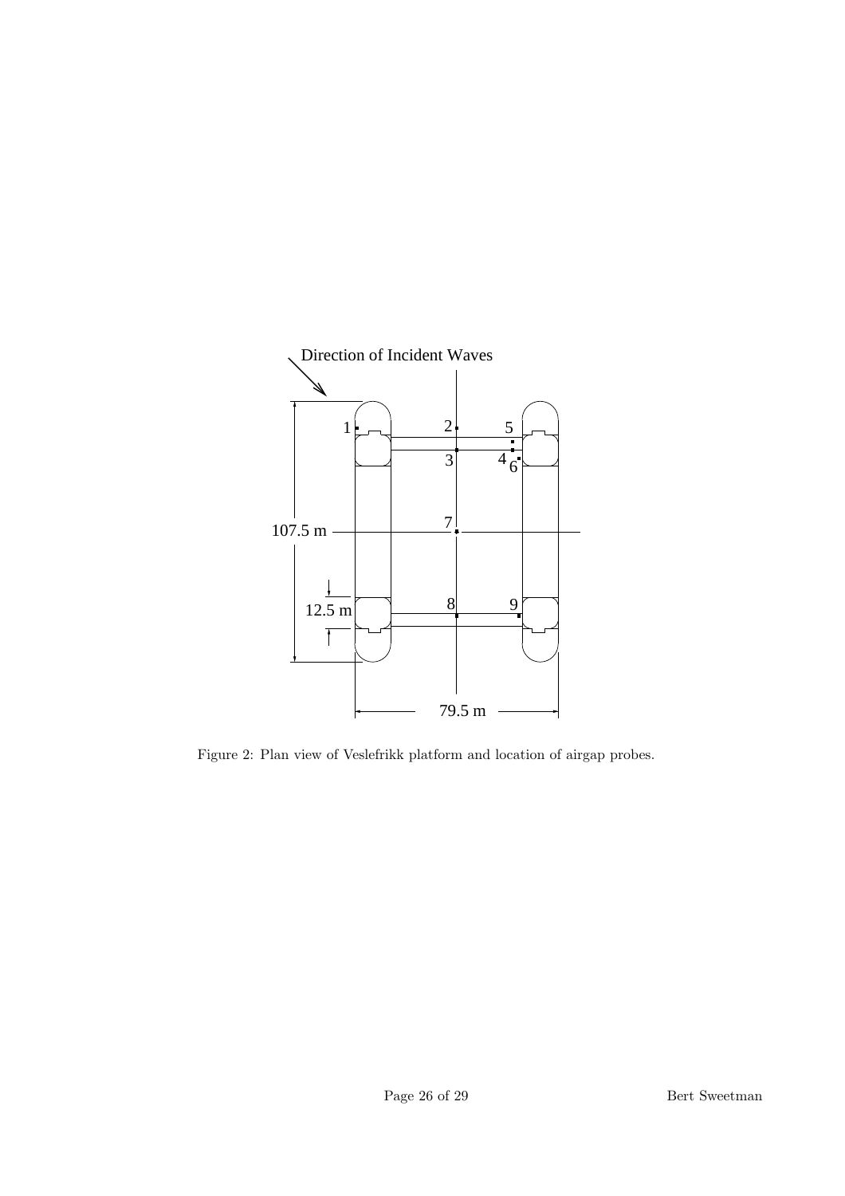Figure 2: Plan view of Veslefrikk platform and location of airgap probes.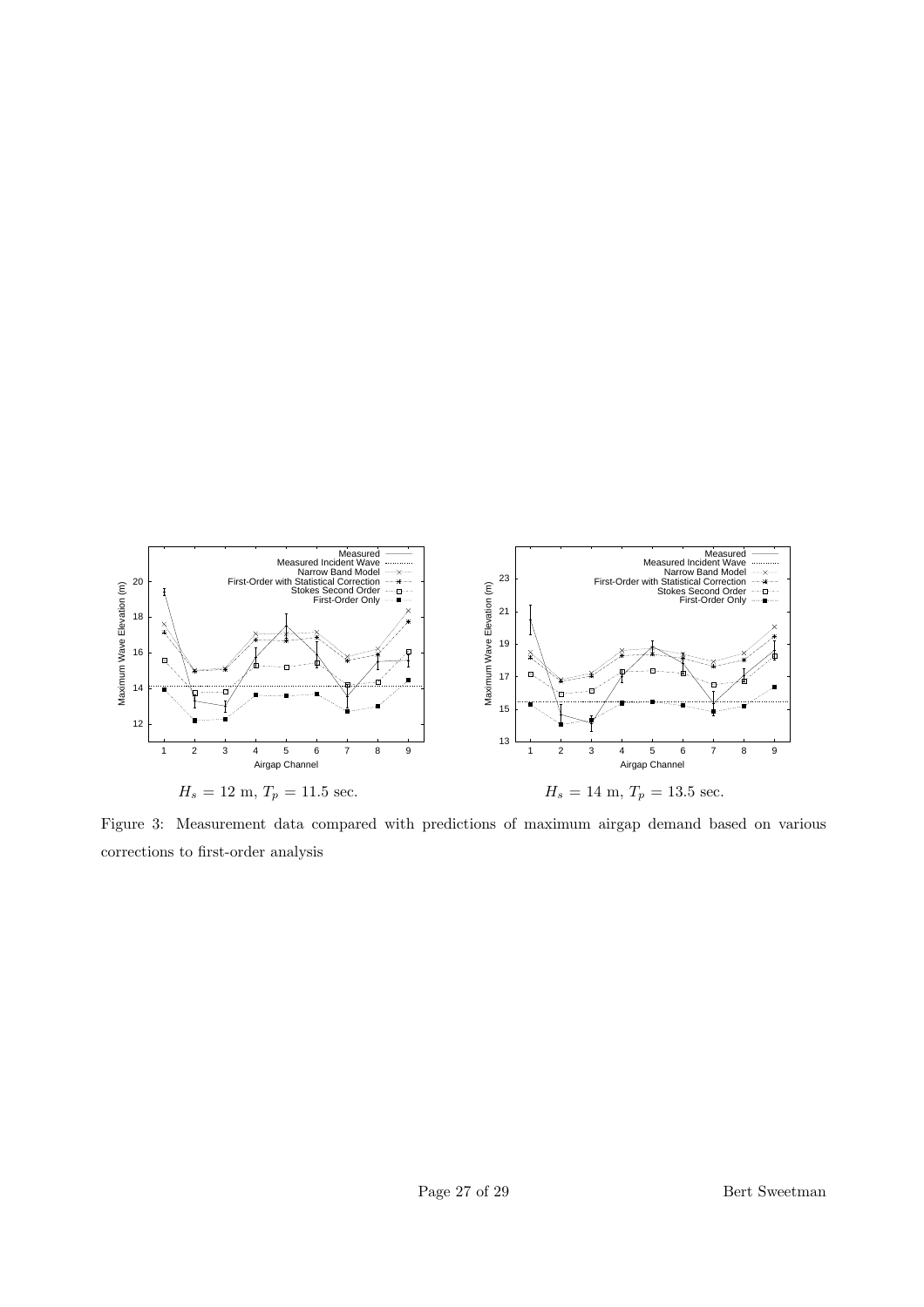$H_s = 12$ m, $T_p = 11.5$ sec.

$H_s = 14$ m, $T_p = 13.5$ sec.

Figure 3: Measurement data compared with predictions of maximum airgap demand based on various corrections to first-order analysis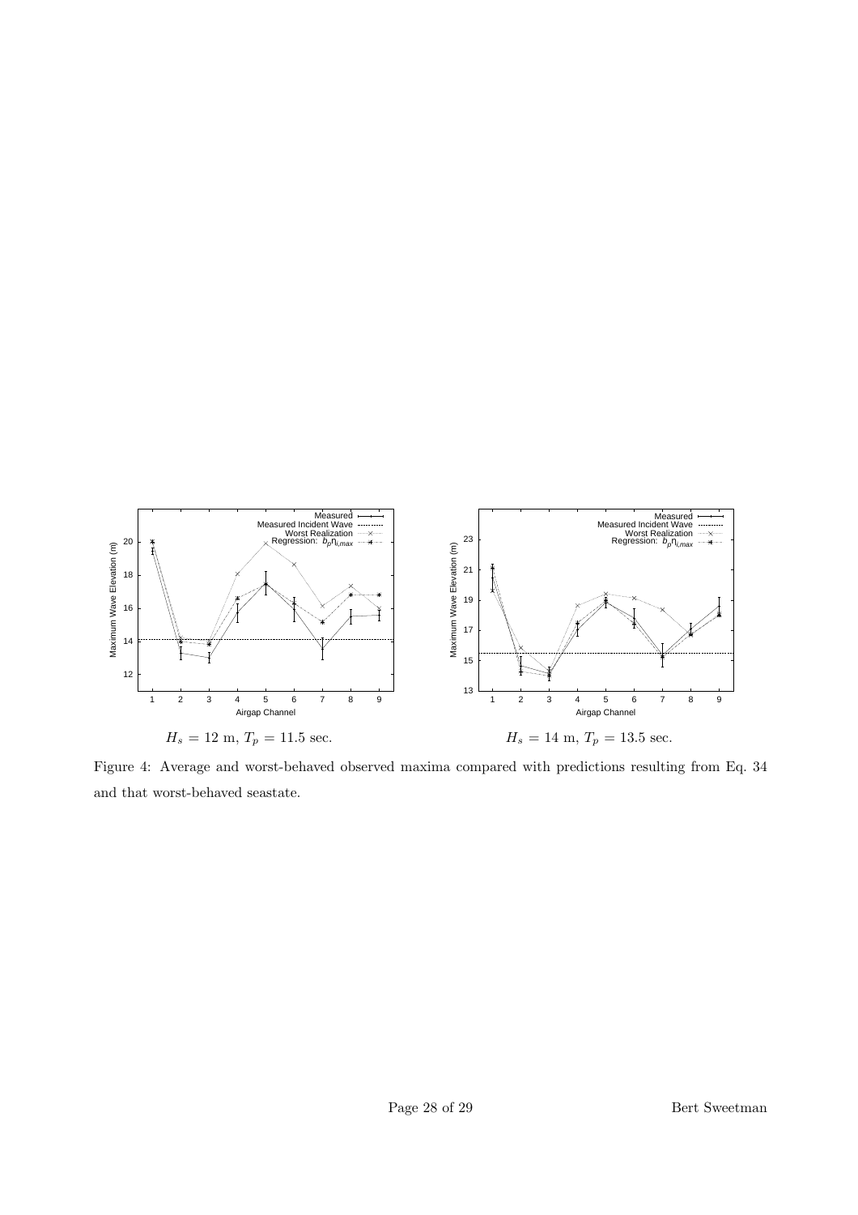$H_s = 12$ m, $T_p = 11.5$ sec.

$H_s = 14$ m, $T_p = 13.5$ sec.

Figure 4: Average and worst-behaved observed maxima compared with predictions resulting from Eq. 34 and that worst-behaved seastate.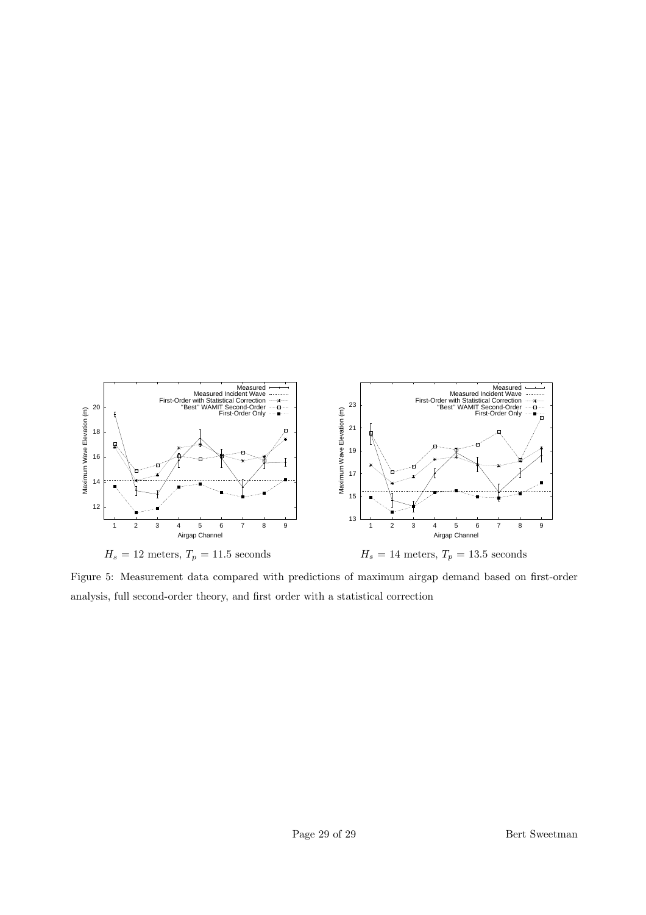Maximum Wave Elevation (m)

Measured
Measured Incident Wave
First-Order with Statistical Correction
"Best" WAMIT Second-Order
First-Order Only

12
14
16
18
20

1 2 3 4 5 6 7 8 9

Airgap Channel

$H_s = 12$ meters, $T_p = 11.5$ seconds

Maximum Wave Elevation (m)

Measured
Measured Incident Wave
First-Order with Statistical Correction
"Best" WAMIT Second-Order
First-Order Only

13
15
17
19
21
23

1 2 3 4 5 6 7 8 9

Airgap Channel

$H_s = 14$ meters, $T_p = 13.5$ seconds

Figure 5: Measurement data compared with predictions of maximum airgap demand based on first-order analysis, full second-order theory, and first order with a statistical correction